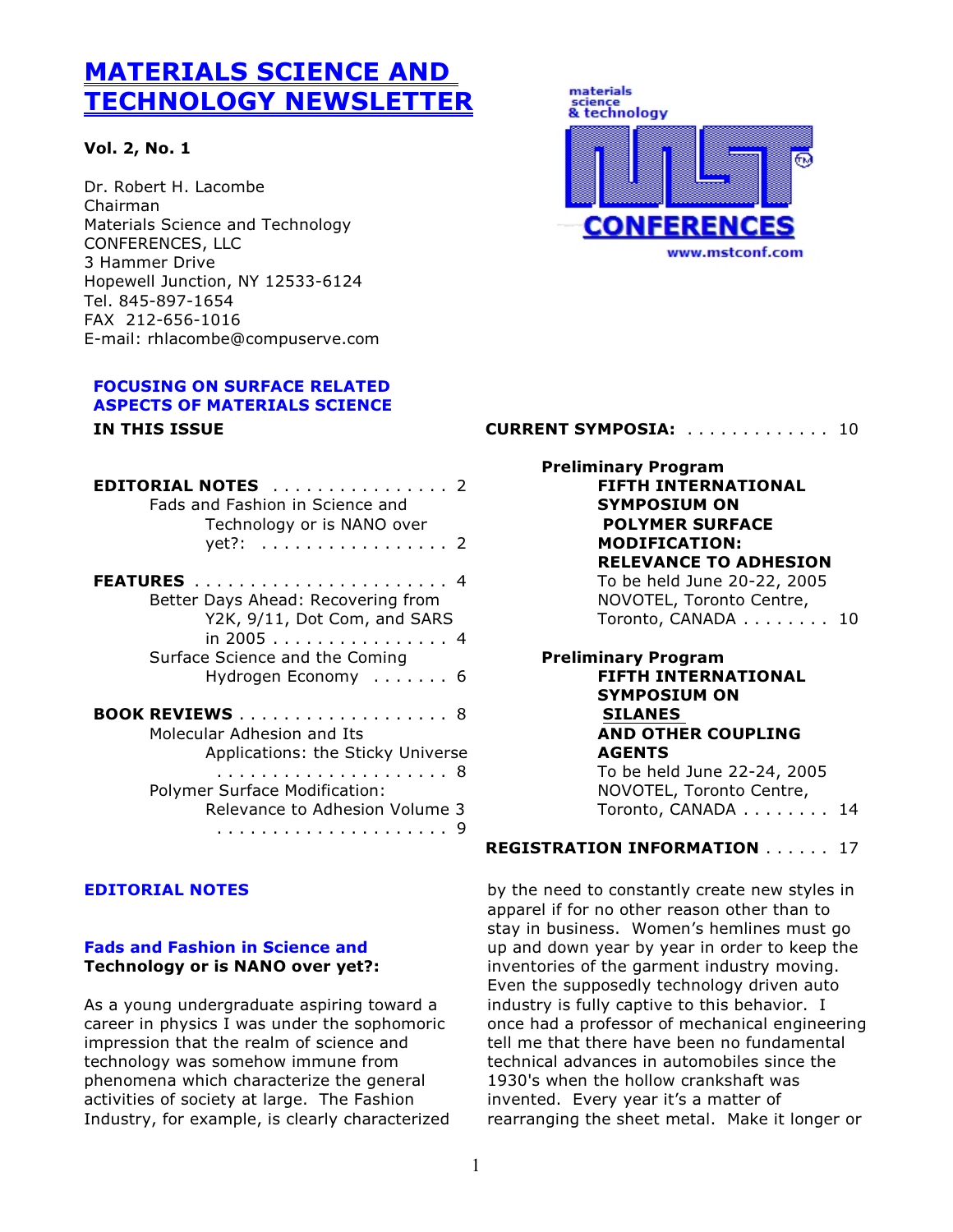# MATERIALS SCIENCE AND TECHNOLOGY NEWSLETTER

**Vol. 2, No. 1**

Dr. Robert H. Lacombe
Chairman
Materials Science and Technology
CONFERENCES, LLC
3 Hammer Drive
Hopewell Junction, NY 12533-6124
Tel. 845-897-1654
FAX 212-656-1016
E-mail: rhlacombe@compuserve.com

materials science & technology MST CONFERENCES www.mstconf.com

**FOCUSING ON SURFACE RELATED ASPECTS OF MATERIALS SCIENCE**

**IN THIS ISSUE**

**EDITORIAL NOTES** . . . . . . . . . . . . . . . . 2
- Fads and Fashion in Science and Technology or is NANO over yet?: . . . . . . . . . . . . . . . . . 2

**FEATURES** . . . . . . . . . . . . . . . . . . . . . . . 4
- Better Days Ahead: Recovering from Y2K, 9/11, Dot Com, and SARS in 2005 . . . . . . . . . . . . . . . . 4
- Surface Science and the Coming Hydrogen Economy . . . . . . . 6

**BOOK REVIEWS** . . . . . . . . . . . . . . . . . . . 8
- Molecular Adhesion and Its Applications: the Sticky Universe . . . . . . . . . . . . . . . . . . . . . 8
- Polymer Surface Modification: Relevance to Adhesion Volume 3 . . . . . . . . . . . . . . . . . . . . 9

**CURRENT SYMPOSIA:** . . . . . . . . . . . . . 10

**Preliminary Program**
**FIFTH INTERNATIONAL SYMPOSIUM ON POLYMER SURFACE MODIFICATION: RELEVANCE TO ADHESION**
To be held June 20-22, 2005
NOVOTEL, Toronto Centre,
Toronto, CANADA . . . . . . . . 10

**Preliminary Program**
**FIFTH INTERNATIONAL SYMPOSIUM ON SILANES AND OTHER COUPLING AGENTS**
To be held June 22-24, 2005
NOVOTEL, Toronto Centre,
Toronto, CANADA . . . . . . . . 14

**REGISTRATION INFORMATION** . . . . . . 17

## EDITORIAL NOTES

### Fads and Fashion in Science and Technology or is NANO over yet?:

As a young undergraduate aspiring toward a career in physics I was under the sophomoric impression that the realm of science and technology was somehow immune from phenomena which characterize the general activities of society at large. The Fashion Industry, for example, is clearly characterized by the need to constantly create new styles in apparel if for no other reason other than to stay in business. Women's hemlines must go up and down year by year in order to keep the inventories of the garment industry moving. Even the supposedly technology driven auto industry is fully captive to this behavior. I once had a professor of mechanical engineering tell me that there have been no fundamental technical advances in automobiles since the 1930's when the hollow crankshaft was invented. Every year it's a matter of rearranging the sheet metal. Make it longer or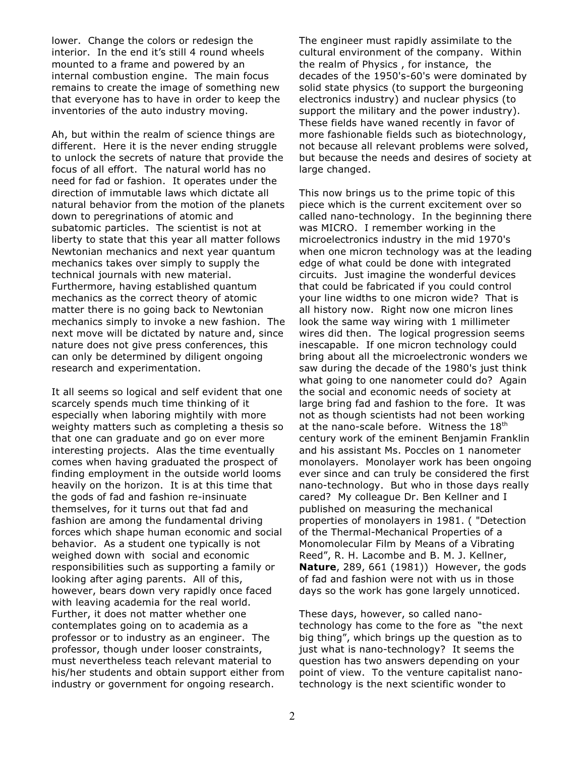lower. Change the colors or redesign the interior. In the end it's still 4 round wheels mounted to a frame and powered by an internal combustion engine. The main focus remains to create the image of something new that everyone has to have in order to keep the inventories of the auto industry moving.

Ah, but within the realm of science things are different. Here it is the never ending struggle to unlock the secrets of nature that provide the focus of all effort. The natural world has no need for fad or fashion. It operates under the direction of immutable laws which dictate all natural behavior from the motion of the planets down to peregrinations of atomic and subatomic particles. The scientist is not at liberty to state that this year all matter follows Newtonian mechanics and next year quantum mechanics takes over simply to supply the technical journals with new material. Furthermore, having established quantum mechanics as the correct theory of atomic matter there is no going back to Newtonian mechanics simply to invoke a new fashion. The next move will be dictated by nature and, since nature does not give press conferences, this can only be determined by diligent ongoing research and experimentation.

It all seems so logical and self evident that one scarcely spends much time thinking of it especially when laboring mightily with more weighty matters such as completing a thesis so that one can graduate and go on ever more interesting projects. Alas the time eventually comes when having graduated the prospect of finding employment in the outside world looms heavily on the horizon. It is at this time that the gods of fad and fashion re-insinuate themselves, for it turns out that fad and fashion are among the fundamental driving forces which shape human economic and social behavior. As a student one typically is not weighed down with social and economic responsibilities such as supporting a family or looking after aging parents. All of this, however, bears down very rapidly once faced with leaving academia for the real world. Further, it does not matter whether one contemplates going on to academia as a professor or to industry as an engineer. The professor, though under looser constraints, must nevertheless teach relevant material to his/her students and obtain support either from industry or government for ongoing research. The engineer must rapidly assimilate to the cultural environment of the company. Within the realm of Physics , for instance, the decades of the 1950's-60's were dominated by solid state physics (to support the burgeoning electronics industry) and nuclear physics (to support the military and the power industry). These fields have waned recently in favor of more fashionable fields such as biotechnology, not because all relevant problems were solved, but because the needs and desires of society at large changed.

This now brings us to the prime topic of this piece which is the current excitement over so called nano-technology. In the beginning there was MICRO. I remember working in the microelectronics industry in the mid 1970's when one micron technology was at the leading edge of what could be done with integrated circuits. Just imagine the wonderful devices that could be fabricated if you could control your line widths to one micron wide? That is all history now. Right now one micron lines look the same way wiring with 1 millimeter wires did then. The logical progression seems inescapable. If one micron technology could bring about all the microelectronic wonders we saw during the decade of the 1980's just think what going to one nanometer could do? Again the social and economic needs of society at large bring fad and fashion to the fore. It was not as though scientists had not been working at the nano-scale before. Witness the 18th century work of the eminent Benjamin Franklin and his assistant Ms. Poccles on 1 nanometer monolayers. Monolayer work has been ongoing ever since and can truly be considered the first nano-technology. But who in those days really cared? My colleague Dr. Ben Kellner and I published on measuring the mechanical properties of monolayers in 1981. ( "Detection of the Thermal-Mechanical Properties of a Monomolecular Film by Means of a Vibrating Reed", R. H. Lacombe and B. M. J. Kellner, **Nature**, 289, 661 (1981)) However, the gods of fad and fashion were not with us in those days so the work has gone largely unnoticed.

These days, however, so called nano-technology has come to the fore as "the next big thing", which brings up the question as to just what is nano-technology? It seems the question has two answers depending on your point of view. To the venture capitalist nano-technology is the next scientific wonder to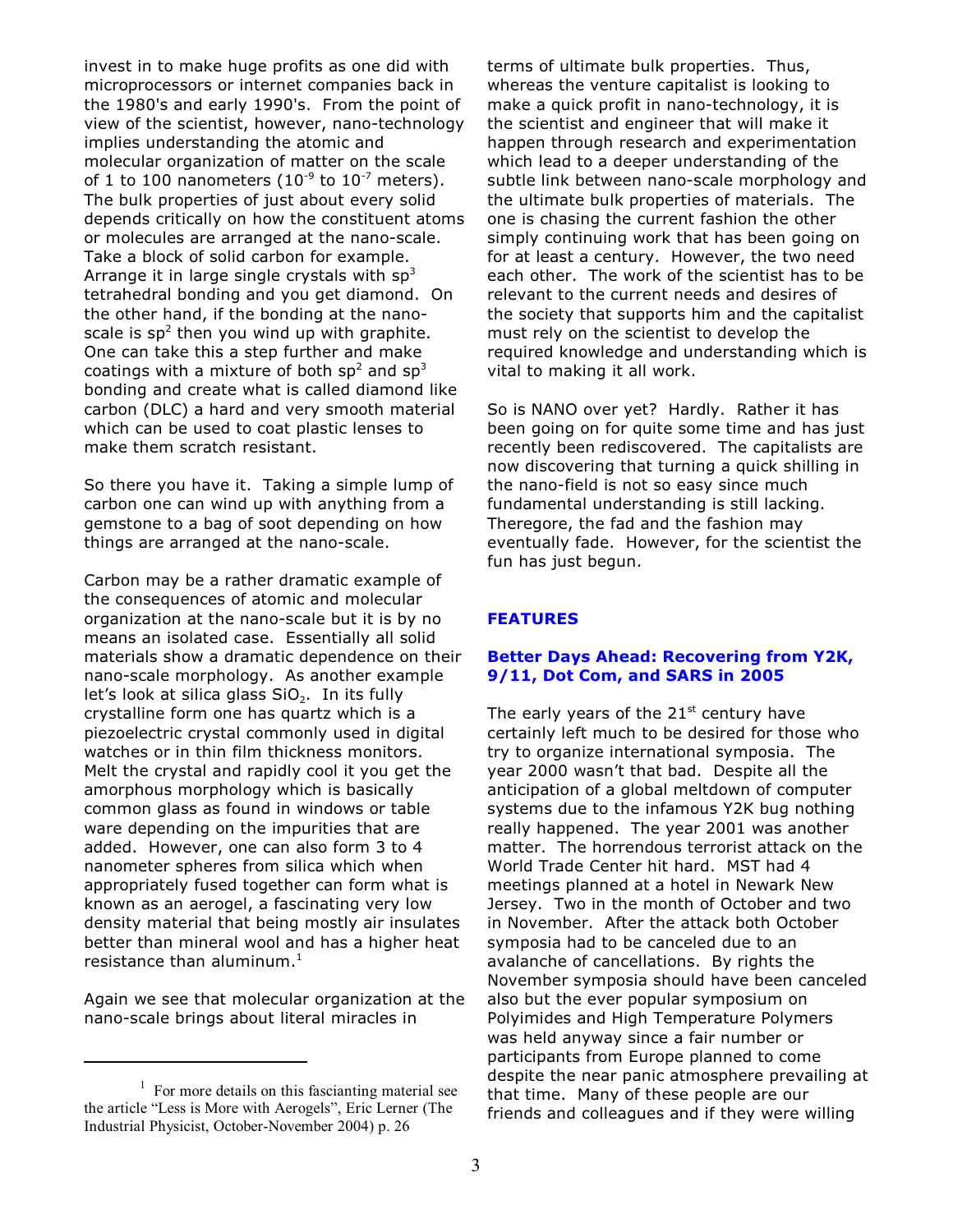invest in to make huge profits as one did with microprocessors or internet companies back in the 1980's and early 1990's. From the point of view of the scientist, however, nano-technology implies understanding the atomic and molecular organization of matter on the scale of 1 to 100 nanometers ($10^{-9}$ to $10^{-7}$ meters). The bulk properties of just about every solid depends critically on how the constituent atoms or molecules are arranged at the nano-scale. Take a block of solid carbon for example. Arrange it in large single crystals with $sp^3$ tetrahedral bonding and you get diamond. On the other hand, if the bonding at the nano-scale is $sp^2$ then you wind up with graphite. One can take this a step further and make coatings with a mixture of both $sp^2$ and $sp^3$ bonding and create what is called diamond like carbon (DLC) a hard and very smooth material which can be used to coat plastic lenses to make them scratch resistant.

So there you have it. Taking a simple lump of carbon one can wind up with anything from a gemstone to a bag of soot depending on how things are arranged at the nano-scale.

Carbon may be a rather dramatic example of the consequences of atomic and molecular organization at the nano-scale but it is by no means an isolated case. Essentially all solid materials show a dramatic dependence on their nano-scale morphology. As another example let's look at silica glass $SiO_2$. In its fully crystalline form one has quartz which is a piezoelectric crystal commonly used in digital watches or in thin film thickness monitors. Melt the crystal and rapidly cool it you get the amorphous morphology which is basically common glass as found in windows or table ware depending on the impurities that are added. However, one can also form 3 to 4 nanometer spheres from silica which when appropriately fused together can form what is known as an aerogel, a fascinating very low density material that being mostly air insulates better than mineral wool and has a higher heat resistance than aluminum.[1]

Again we see that molecular organization at the nano-scale brings about literal miracles in terms of ultimate bulk properties. Thus, whereas the venture capitalist is looking to make a quick profit in nano-technology, it is the scientist and engineer that will make it happen through research and experimentation which lead to a deeper understanding of the subtle link between nano-scale morphology and the ultimate bulk properties of materials. The one is chasing the current fashion the other simply continuing work that has been going on for at least a century. However, the two need each other. The work of the scientist has to be relevant to the current needs and desires of the society that supports him and the capitalist must rely on the scientist to develop the required knowledge and understanding which is vital to making it all work.

So is NANO over yet? Hardly. Rather it has been going on for quite some time and has just recently been rediscovered. The capitalists are now discovering that turning a quick shilling in the nano-field is not so easy since much fundamental understanding is still lacking. Theregore, the fad and the fashion may eventually fade. However, for the scientist the fun has just begun.

## FEATURES

### Better Days Ahead: Recovering from Y2K, 9/11, Dot Com, and SARS in 2005

The early years of the 21st century have certainly left much to be desired for those who try to organize international symposia. The year 2000 wasn't that bad. Despite all the anticipation of a global meltdown of computer systems due to the infamous Y2K bug nothing really happened. The year 2001 was another matter. The horrendous terrorist attack on the World Trade Center hit hard. MST had 4 meetings planned at a hotel in Newark New Jersey. Two in the month of October and two in November. After the attack both October symposia had to be canceled due to an avalanche of cancellations. By rights the November symposia should have been canceled also but the ever popular symposium on Polyimides and High Temperature Polymers was held anyway since a fair number or participants from Europe planned to come despite the near panic atmosphere prevailing at that time. Many of these people are our friends and colleagues and if they were willing

[1] For more details on this fascianting material see the article "Less is More with Aerogels", Eric Lerner (The Industrial Physicist, October-November 2004) p. 26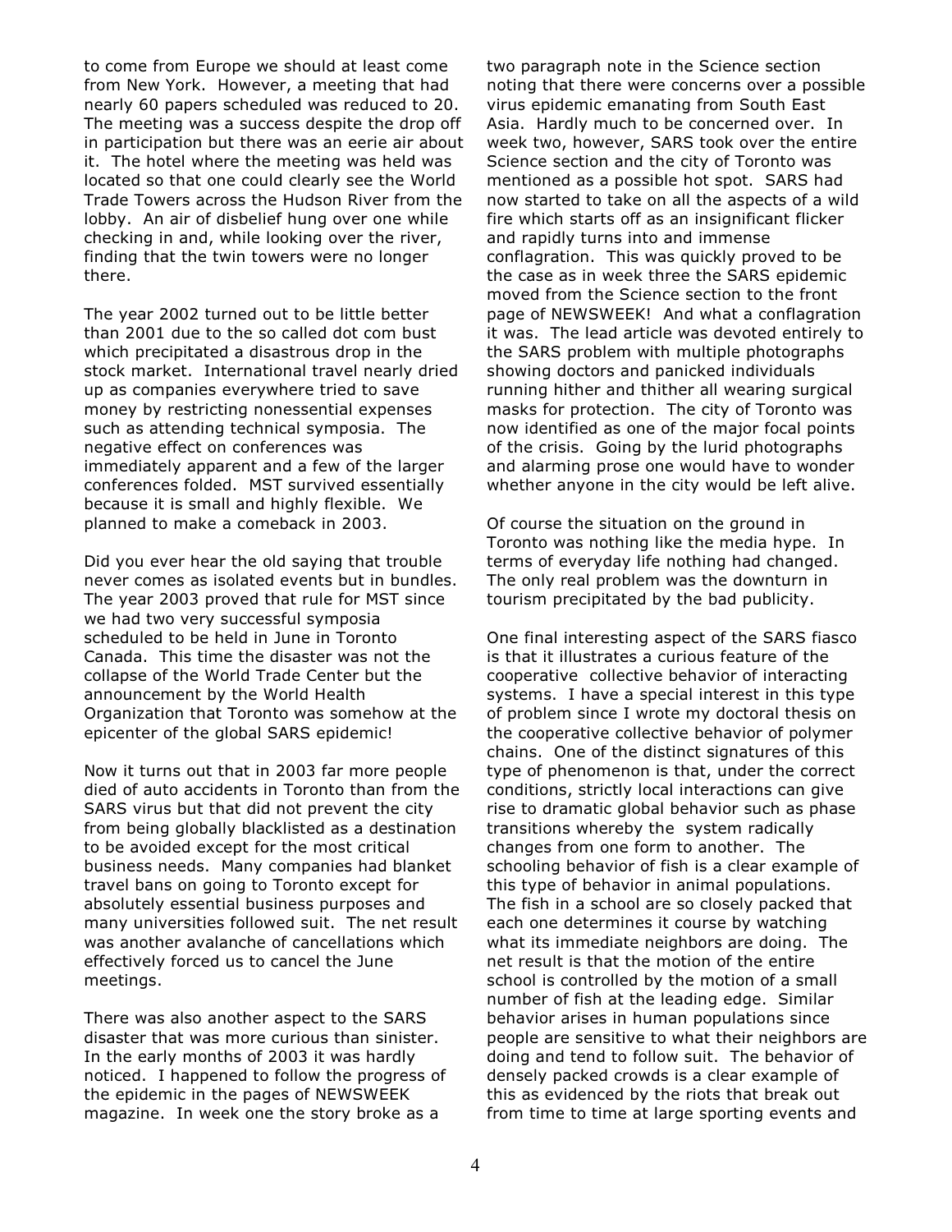to come from Europe we should at least come from New York. However, a meeting that had nearly 60 papers scheduled was reduced to 20. The meeting was a success despite the drop off in participation but there was an eerie air about it. The hotel where the meeting was held was located so that one could clearly see the World Trade Towers across the Hudson River from the lobby. An air of disbelief hung over one while checking in and, while looking over the river, finding that the twin towers were no longer there.

The year 2002 turned out to be little better than 2001 due to the so called dot com bust which precipitated a disastrous drop in the stock market. International travel nearly dried up as companies everywhere tried to save money by restricting nonessential expenses such as attending technical symposia. The negative effect on conferences was immediately apparent and a few of the larger conferences folded. MST survived essentially because it is small and highly flexible. We planned to make a comeback in 2003.

Did you ever hear the old saying that trouble never comes as isolated events but in bundles. The year 2003 proved that rule for MST since we had two very successful symposia scheduled to be held in June in Toronto Canada. This time the disaster was not the collapse of the World Trade Center but the announcement by the World Health Organization that Toronto was somehow at the epicenter of the global SARS epidemic!

Now it turns out that in 2003 far more people died of auto accidents in Toronto than from the SARS virus but that did not prevent the city from being globally blacklisted as a destination to be avoided except for the most critical business needs. Many companies had blanket travel bans on going to Toronto except for absolutely essential business purposes and many universities followed suit. The net result was another avalanche of cancellations which effectively forced us to cancel the June meetings.

There was also another aspect to the SARS disaster that was more curious than sinister. In the early months of 2003 it was hardly noticed. I happened to follow the progress of the epidemic in the pages of NEWSWEEK magazine. In week one the story broke as a two paragraph note in the Science section noting that there were concerns over a possible virus epidemic emanating from South East Asia. Hardly much to be concerned over. In week two, however, SARS took over the entire Science section and the city of Toronto was mentioned as a possible hot spot. SARS had now started to take on all the aspects of a wild fire which starts off as an insignificant flicker and rapidly turns into and immense conflagration. This was quickly proved to be the case as in week three the SARS epidemic moved from the Science section to the front page of NEWSWEEK! And what a conflagration it was. The lead article was devoted entirely to the SARS problem with multiple photographs showing doctors and panicked individuals running hither and thither all wearing surgical masks for protection. The city of Toronto was now identified as one of the major focal points of the crisis. Going by the lurid photographs and alarming prose one would have to wonder whether anyone in the city would be left alive.

Of course the situation on the ground in Toronto was nothing like the media hype. In terms of everyday life nothing had changed. The only real problem was the downturn in tourism precipitated by the bad publicity.

One final interesting aspect of the SARS fiasco is that it illustrates a curious feature of the cooperative collective behavior of interacting systems. I have a special interest in this type of problem since I wrote my doctoral thesis on the cooperative collective behavior of polymer chains. One of the distinct signatures of this type of phenomenon is that, under the correct conditions, strictly local interactions can give rise to dramatic global behavior such as phase transitions whereby the system radically changes from one form to another. The schooling behavior of fish is a clear example of this type of behavior in animal populations. The fish in a school are so closely packed that each one determines it course by watching what its immediate neighbors are doing. The net result is that the motion of the entire school is controlled by the motion of a small number of fish at the leading edge. Similar behavior arises in human populations since people are sensitive to what their neighbors are doing and tend to follow suit. The behavior of densely packed crowds is a clear example of this as evidenced by the riots that break out from time to time at large sporting events and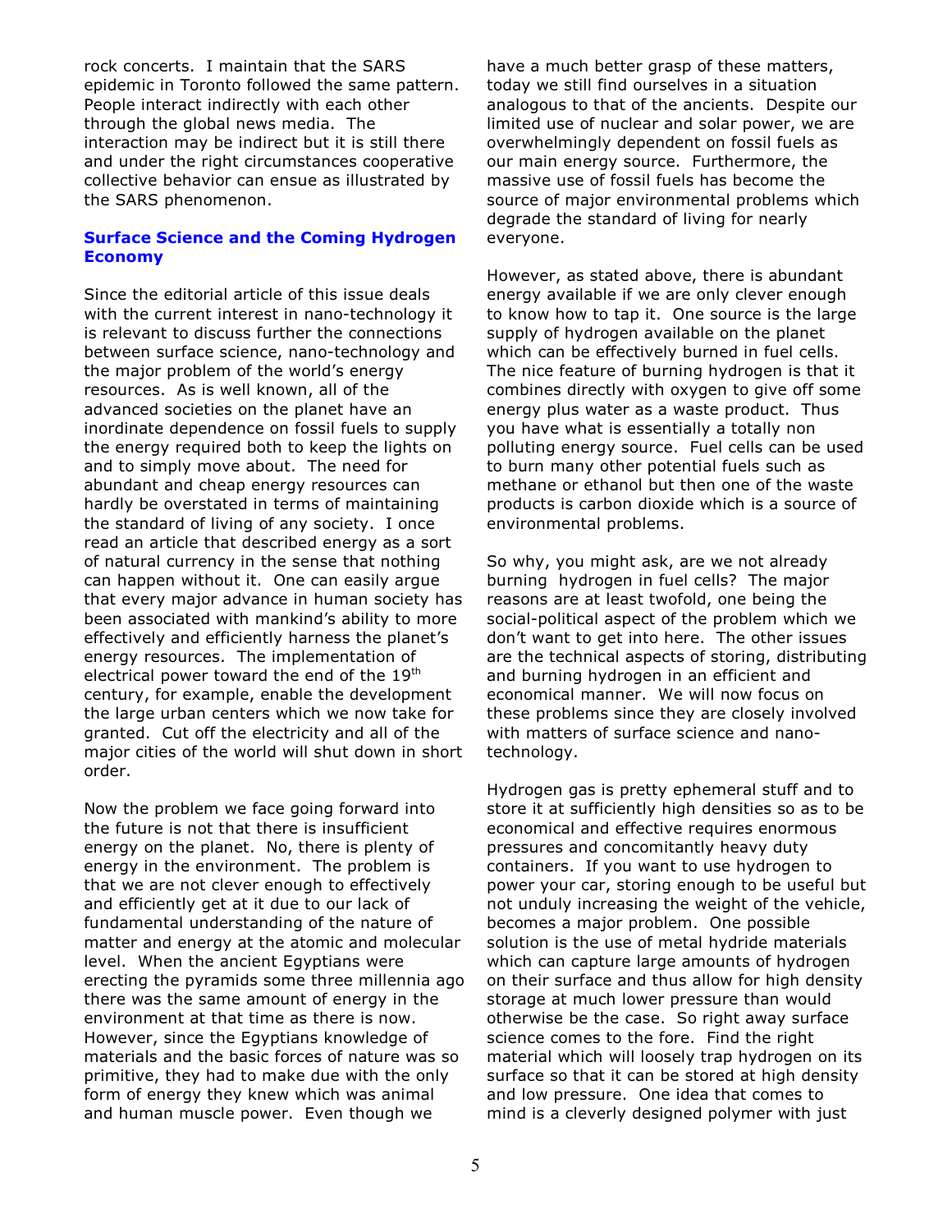rock concerts. I maintain that the SARS epidemic in Toronto followed the same pattern. People interact indirectly with each other through the global news media. The interaction may be indirect but it is still there and under the right circumstances cooperative collective behavior can ensue as illustrated by the SARS phenomenon.

### Surface Science and the Coming Hydrogen Economy

Since the editorial article of this issue deals with the current interest in nano-technology it is relevant to discuss further the connections between surface science, nano-technology and the major problem of the world's energy resources. As is well known, all of the advanced societies on the planet have an inordinate dependence on fossil fuels to supply the energy required both to keep the lights on and to simply move about. The need for abundant and cheap energy resources can hardly be overstated in terms of maintaining the standard of living of any society. I once read an article that described energy as a sort of natural currency in the sense that nothing can happen without it. One can easily argue that every major advance in human society has been associated with mankind's ability to more effectively and efficiently harness the planet's energy resources. The implementation of electrical power toward the end of the 19th century, for example, enable the development the large urban centers which we now take for granted. Cut off the electricity and all of the major cities of the world will shut down in short order.

Now the problem we face going forward into the future is not that there is insufficient energy on the planet. No, there is plenty of energy in the environment. The problem is that we are not clever enough to effectively and efficiently get at it due to our lack of fundamental understanding of the nature of matter and energy at the atomic and molecular level. When the ancient Egyptians were erecting the pyramids some three millennia ago there was the same amount of energy in the environment at that time as there is now. However, since the Egyptians knowledge of materials and the basic forces of nature was so primitive, they had to make due with the only form of energy they knew which was animal and human muscle power. Even though we have a much better grasp of these matters, today we still find ourselves in a situation analogous to that of the ancients. Despite our limited use of nuclear and solar power, we are overwhelmingly dependent on fossil fuels as our main energy source. Furthermore, the massive use of fossil fuels has become the source of major environmental problems which degrade the standard of living for nearly everyone.

However, as stated above, there is abundant energy available if we are only clever enough to know how to tap it. One source is the large supply of hydrogen available on the planet which can be effectively burned in fuel cells. The nice feature of burning hydrogen is that it combines directly with oxygen to give off some energy plus water as a waste product. Thus you have what is essentially a totally non polluting energy source. Fuel cells can be used to burn many other potential fuels such as methane or ethanol but then one of the waste products is carbon dioxide which is a source of environmental problems.

So why, you might ask, are we not already burning hydrogen in fuel cells? The major reasons are at least twofold, one being the social-political aspect of the problem which we don't want to get into here. The other issues are the technical aspects of storing, distributing and burning hydrogen in an efficient and economical manner. We will now focus on these problems since they are closely involved with matters of surface science and nano-technology.

Hydrogen gas is pretty ephemeral stuff and to store it at sufficiently high densities so as to be economical and effective requires enormous pressures and concomitantly heavy duty containers. If you want to use hydrogen to power your car, storing enough to be useful but not unduly increasing the weight of the vehicle, becomes a major problem. One possible solution is the use of metal hydride materials which can capture large amounts of hydrogen on their surface and thus allow for high density storage at much lower pressure than would otherwise be the case. So right away surface science comes to the fore. Find the right material which will loosely trap hydrogen on its surface so that it can be stored at high density and low pressure. One idea that comes to mind is a cleverly designed polymer with just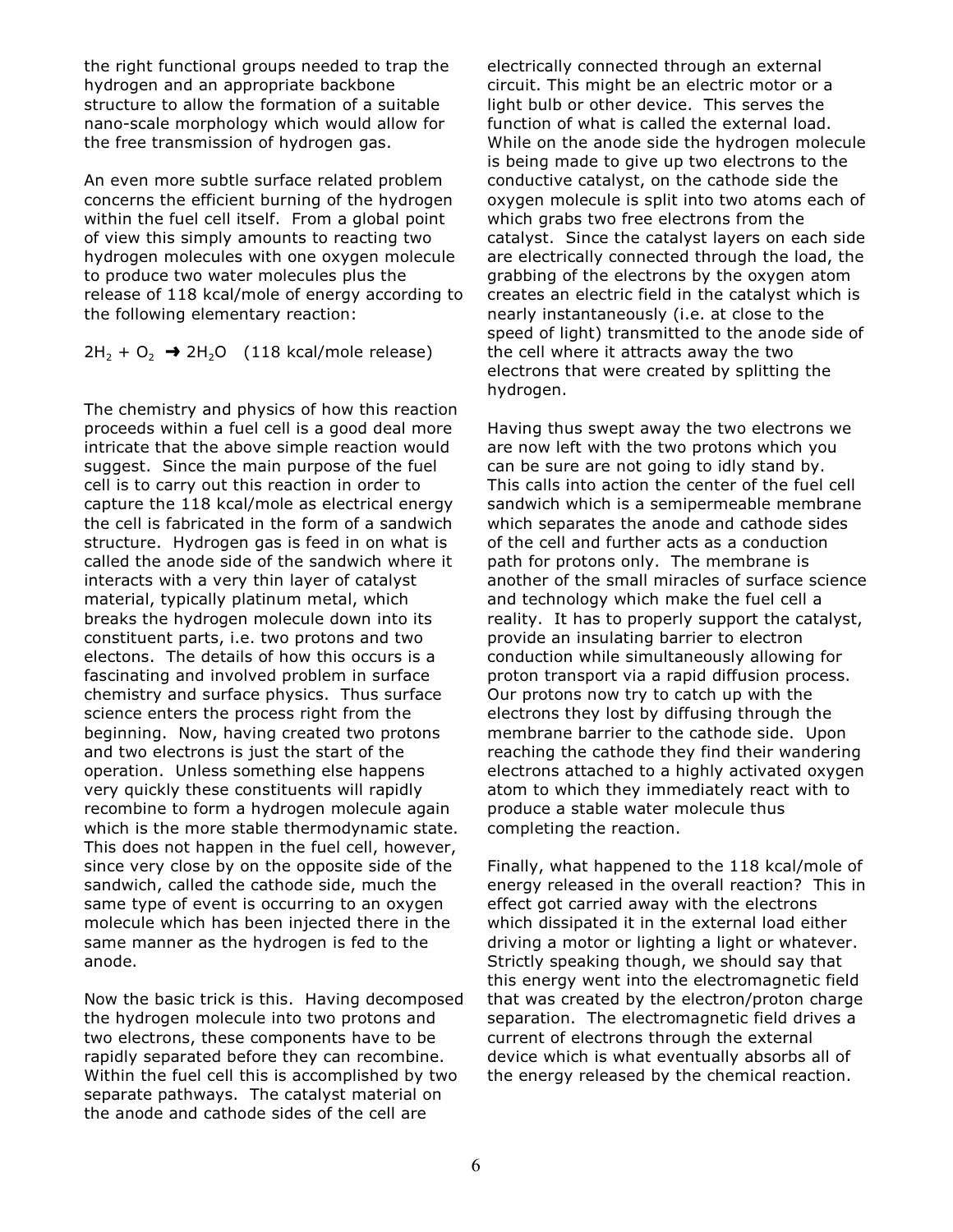the right functional groups needed to trap the hydrogen and an appropriate backbone structure to allow the formation of a suitable nano-scale morphology which would allow for the free transmission of hydrogen gas.

An even more subtle surface related problem concerns the efficient burning of the hydrogen within the fuel cell itself. From a global point of view this simply amounts to reacting two hydrogen molecules with one oxygen molecule to produce two water molecules plus the release of 118 kcal/mole of energy according to the following elementary reaction:

$$2H_2 + O_2 \rightarrow 2H_2O \quad \text{(118 kcal/mole release)}$$

The chemistry and physics of how this reaction proceeds within a fuel cell is a good deal more intricate that the above simple reaction would suggest. Since the main purpose of the fuel cell is to carry out this reaction in order to capture the 118 kcal/mole as electrical energy the cell is fabricated in the form of a sandwich structure. Hydrogen gas is feed in on what is called the anode side of the sandwich where it interacts with a very thin layer of catalyst material, typically platinum metal, which breaks the hydrogen molecule down into its constituent parts, i.e. two protons and two electons. The details of how this occurs is a fascinating and involved problem in surface chemistry and surface physics. Thus surface science enters the process right from the beginning. Now, having created two protons and two electrons is just the start of the operation. Unless something else happens very quickly these constituents will rapidly recombine to form a hydrogen molecule again which is the more stable thermodynamic state. This does not happen in the fuel cell, however, since very close by on the opposite side of the sandwich, called the cathode side, much the same type of event is occurring to an oxygen molecule which has been injected there in the same manner as the hydrogen is fed to the anode.

Now the basic trick is this. Having decomposed the hydrogen molecule into two protons and two electrons, these components have to be rapidly separated before they can recombine. Within the fuel cell this is accomplished by two separate pathways. The catalyst material on the anode and cathode sides of the cell are electrically connected through an external circuit. This might be an electric motor or a light bulb or other device. This serves the function of what is called the external load. While on the anode side the hydrogen molecule is being made to give up two electrons to the conductive catalyst, on the cathode side the oxygen molecule is split into two atoms each of which grabs two free electrons from the catalyst. Since the catalyst layers on each side are electrically connected through the load, the grabbing of the electrons by the oxygen atom creates an electric field in the catalyst which is nearly instantaneously (i.e. at close to the speed of light) transmitted to the anode side of the cell where it attracts away the two electrons that were created by splitting the hydrogen.

Having thus swept away the two electrons we are now left with the two protons which you can be sure are not going to idly stand by. This calls into action the center of the fuel cell sandwich which is a semipermeable membrane which separates the anode and cathode sides of the cell and further acts as a conduction path for protons only. The membrane is another of the small miracles of surface science and technology which make the fuel cell a reality. It has to properly support the catalyst, provide an insulating barrier to electron conduction while simultaneously allowing for proton transport via a rapid diffusion process. Our protons now try to catch up with the electrons they lost by diffusing through the membrane barrier to the cathode side. Upon reaching the cathode they find their wandering electrons attached to a highly activated oxygen atom to which they immediately react with to produce a stable water molecule thus completing the reaction.

Finally, what happened to the 118 kcal/mole of energy released in the overall reaction? This in effect got carried away with the electrons which dissipated it in the external load either driving a motor or lighting a light or whatever. Strictly speaking though, we should say that this energy went into the electromagnetic field that was created by the electron/proton charge separation. The electromagnetic field drives a current of electrons through the external device which is what eventually absorbs all of the energy released by the chemical reaction.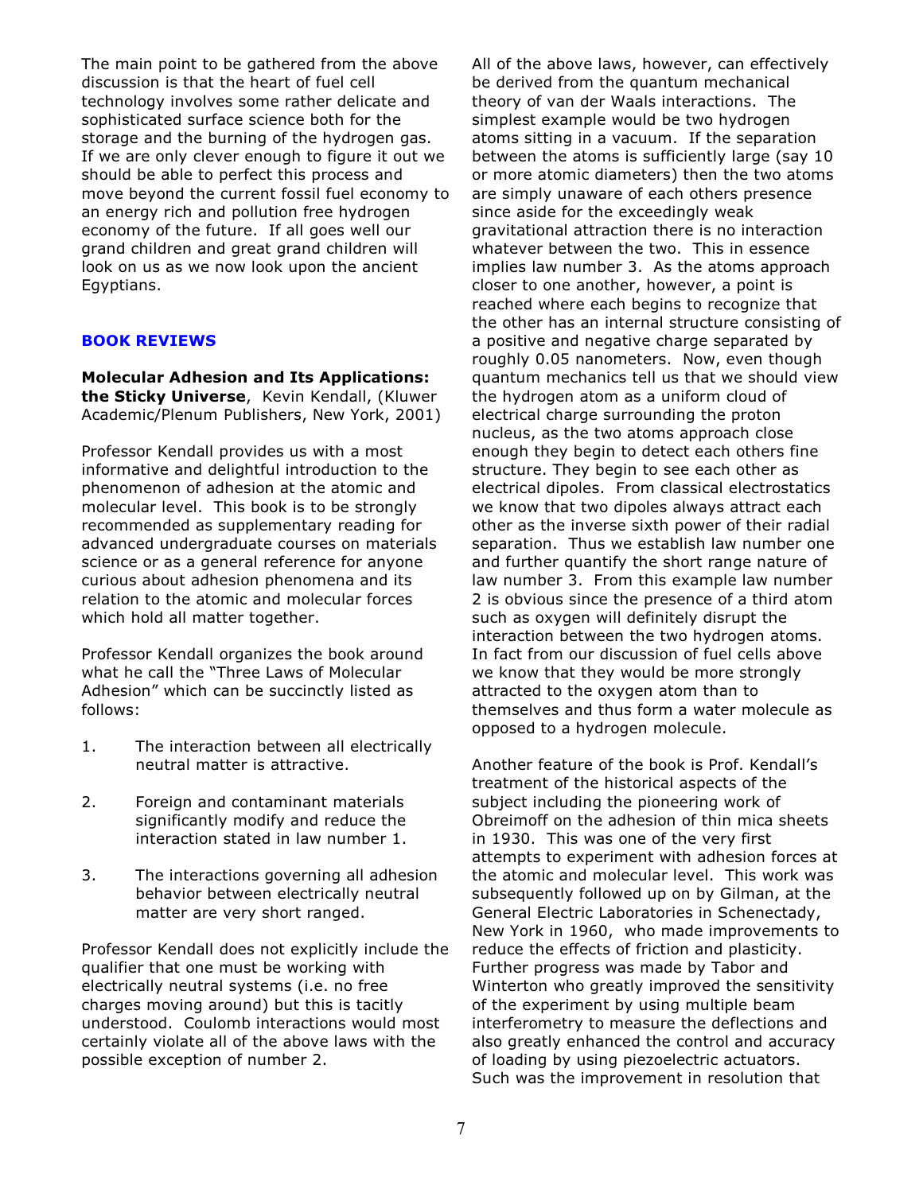The main point to be gathered from the above discussion is that the heart of fuel cell technology involves some rather delicate and sophisticated surface science both for the storage and the burning of the hydrogen gas. If we are only clever enough to figure it out we should be able to perfect this process and move beyond the current fossil fuel economy to an energy rich and pollution free hydrogen economy of the future. If all goes well our grand children and great grand children will look on us as we now look upon the ancient Egyptians.

## BOOK REVIEWS

**Molecular Adhesion and Its Applications: the Sticky Universe**, Kevin Kendall, (Kluwer Academic/Plenum Publishers, New York, 2001)

Professor Kendall provides us with a most informative and delightful introduction to the phenomenon of adhesion at the atomic and molecular level. This book is to be strongly recommended as supplementary reading for advanced undergraduate courses on materials science or as a general reference for anyone curious about adhesion phenomena and its relation to the atomic and molecular forces which hold all matter together.

Professor Kendall organizes the book around what he call the "Three Laws of Molecular Adhesion" which can be succinctly listed as follows:

1. The interaction between all electrically neutral matter is attractive.
2. Foreign and contaminant materials significantly modify and reduce the interaction stated in law number 1.
3. The interactions governing all adhesion behavior between electrically neutral matter are very short ranged.

Professor Kendall does not explicitly include the qualifier that one must be working with electrically neutral systems (i.e. no free charges moving around) but this is tacitly understood. Coulomb interactions would most certainly violate all of the above laws with the possible exception of number 2.

All of the above laws, however, can effectively be derived from the quantum mechanical theory of van der Waals interactions. The simplest example would be two hydrogen atoms sitting in a vacuum. If the separation between the atoms is sufficiently large (say 10 or more atomic diameters) then the two atoms are simply unaware of each others presence since aside for the exceedingly weak gravitational attraction there is no interaction whatever between the two. This in essence implies law number 3. As the atoms approach closer to one another, however, a point is reached where each begins to recognize that the other has an internal structure consisting of a positive and negative charge separated by roughly 0.05 nanometers. Now, even though quantum mechanics tell us that we should view the hydrogen atom as a uniform cloud of electrical charge surrounding the proton nucleus, as the two atoms approach close enough they begin to detect each others fine structure. They begin to see each other as electrical dipoles. From classical electrostatics we know that two dipoles always attract each other as the inverse sixth power of their radial separation. Thus we establish law number one and further quantify the short range nature of law number 3. From this example law number 2 is obvious since the presence of a third atom such as oxygen will definitely disrupt the interaction between the two hydrogen atoms. In fact from our discussion of fuel cells above we know that they would be more strongly attracted to the oxygen atom than to themselves and thus form a water molecule as opposed to a hydrogen molecule.

Another feature of the book is Prof. Kendall's treatment of the historical aspects of the subject including the pioneering work of Obreimoff on the adhesion of thin mica sheets in 1930. This was one of the very first attempts to experiment with adhesion forces at the atomic and molecular level. This work was subsequently followed up on by Gilman, at the General Electric Laboratories in Schenectady, New York in 1960, who made improvements to reduce the effects of friction and plasticity. Further progress was made by Tabor and Winterton who greatly improved the sensitivity of the experiment by using multiple beam interferometry to measure the deflections and also greatly enhanced the control and accuracy of loading by using piezoelectric actuators. Such was the improvement in resolution that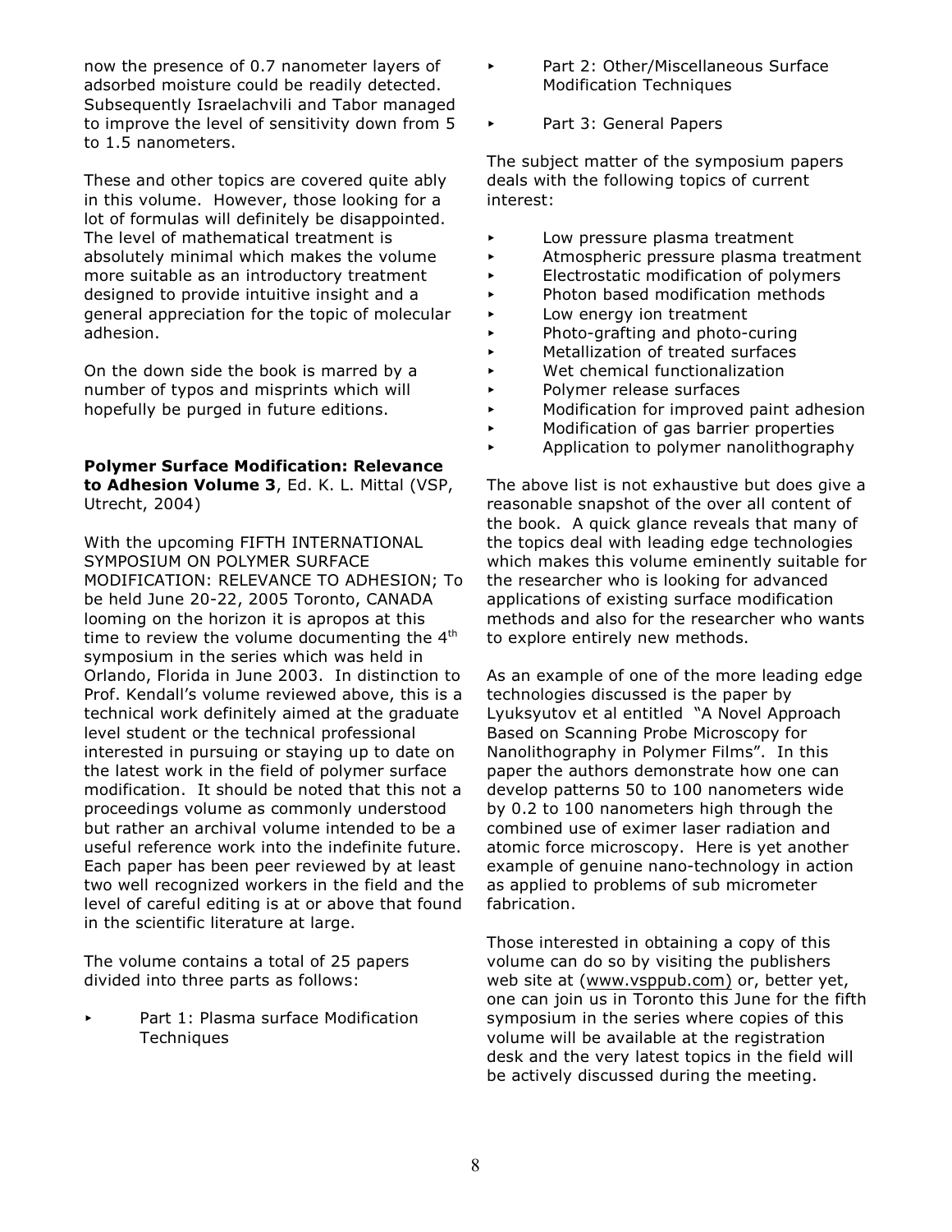now the presence of 0.7 nanometer layers of adsorbed moisture could be readily detected. Subsequently Israelachvili and Tabor managed to improve the level of sensitivity down from 5 to 1.5 nanometers.

These and other topics are covered quite ably in this volume. However, those looking for a lot of formulas will definitely be disappointed. The level of mathematical treatment is absolutely minimal which makes the volume more suitable as an introductory treatment designed to provide intuitive insight and a general appreciation for the topic of molecular adhesion.

On the down side the book is marred by a number of typos and misprints which will hopefully be purged in future editions.

**Polymer Surface Modification: Relevance to Adhesion Volume 3**, Ed. K. L. Mittal (VSP, Utrecht, 2004)

With the upcoming FIFTH INTERNATIONAL SYMPOSIUM ON POLYMER SURFACE MODIFICATION: RELEVANCE TO ADHESION; To be held June 20-22, 2005 Toronto, CANADA looming on the horizon it is apropos at this time to review the volume documenting the 4th symposium in the series which was held in Orlando, Florida in June 2003. In distinction to Prof. Kendall's volume reviewed above, this is a technical work definitely aimed at the graduate level student or the technical professional interested in pursuing or staying up to date on the latest work in the field of polymer surface modification. It should be noted that this not a proceedings volume as commonly understood but rather an archival volume intended to be a useful reference work into the indefinite future. Each paper has been peer reviewed by at least two well recognized workers in the field and the level of careful editing is at or above that found in the scientific literature at large.

The volume contains a total of 25 papers divided into three parts as follows:

- Part 1: Plasma surface Modification Techniques
- Part 2: Other/Miscellaneous Surface Modification Techniques
- Part 3: General Papers

The subject matter of the symposium papers deals with the following topics of current interest:

- Low pressure plasma treatment
- Atmospheric pressure plasma treatment
- Electrostatic modification of polymers
- Photon based modification methods
- Low energy ion treatment
- Photo-grafting and photo-curing
- Metallization of treated surfaces
- Wet chemical functionalization
- Polymer release surfaces
- Modification for improved paint adhesion
- Modification of gas barrier properties
- Application to polymer nanolithography

The above list is not exhaustive but does give a reasonable snapshot of the over all content of the book. A quick glance reveals that many of the topics deal with leading edge technologies which makes this volume eminently suitable for the researcher who is looking for advanced applications of existing surface modification methods and also for the researcher who wants to explore entirely new methods.

As an example of one of the more leading edge technologies discussed is the paper by Lyuksyutov et al entitled "A Novel Approach Based on Scanning Probe Microscopy for Nanolithography in Polymer Films". In this paper the authors demonstrate how one can develop patterns 50 to 100 nanometers wide by 0.2 to 100 nanometers high through the combined use of eximer laser radiation and atomic force microscopy. Here is yet another example of genuine nano-technology in action as applied to problems of sub micrometer fabrication.

Those interested in obtaining a copy of this volume can do so by visiting the publishers web site at (www.vsppub.com) or, better yet, one can join us in Toronto this June for the fifth symposium in the series where copies of this volume will be available at the registration desk and the very latest topics in the field will be actively discussed during the meeting.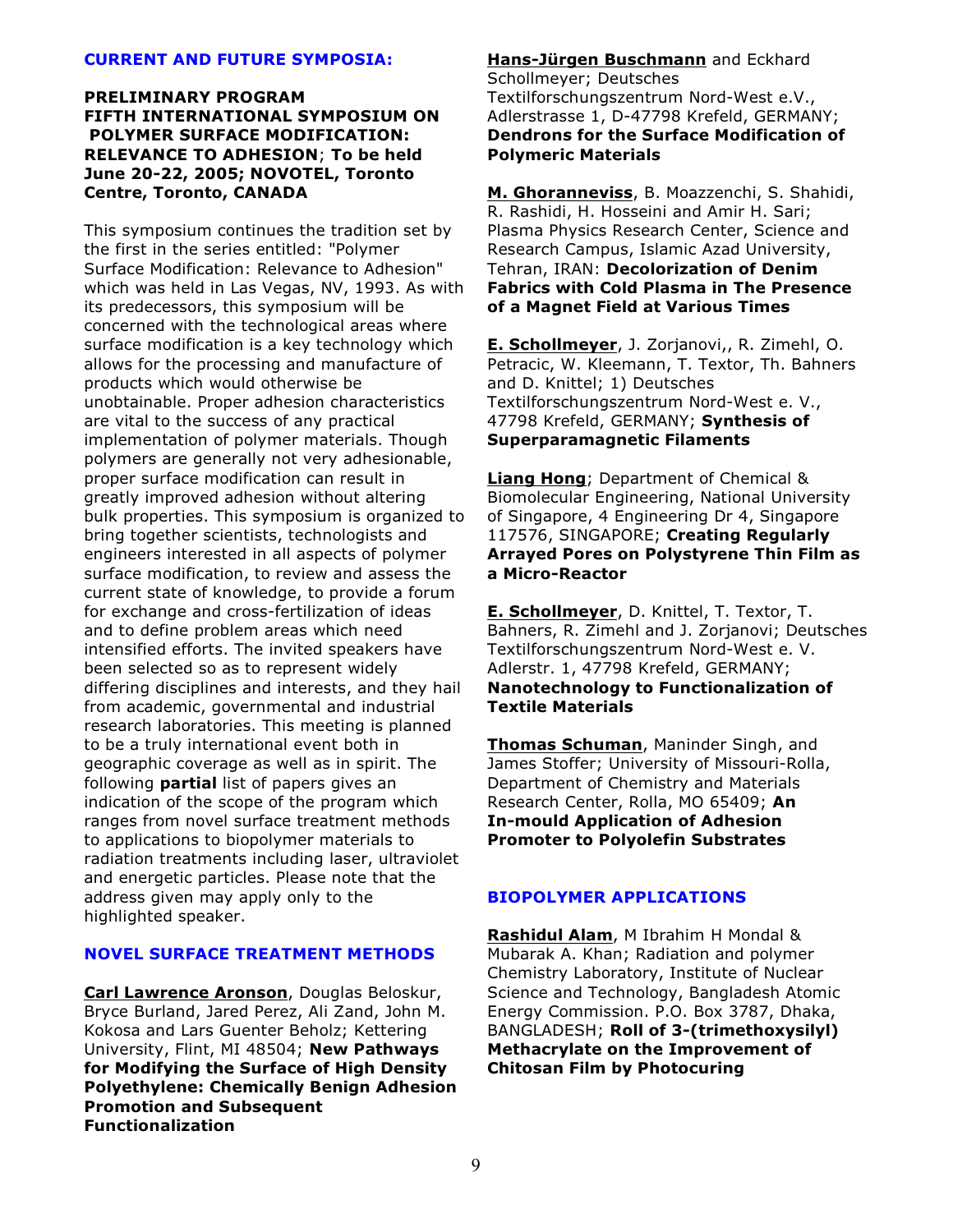## CURRENT AND FUTURE SYMPOSIA:

**PRELIMINARY PROGRAM**
**FIFTH INTERNATIONAL SYMPOSIUM ON POLYMER SURFACE MODIFICATION: RELEVANCE TO ADHESION**; **To be held June 20-22, 2005; NOVOTEL, Toronto Centre, Toronto, CANADA**

This symposium continues the tradition set by the first in the series entitled: "Polymer Surface Modification: Relevance to Adhesion" which was held in Las Vegas, NV, 1993. As with its predecessors, this symposium will be concerned with the technological areas where surface modification is a key technology which allows for the processing and manufacture of products which would otherwise be unobtainable. Proper adhesion characteristics are vital to the success of any practical implementation of polymer materials. Though polymers are generally not very adhesionable, proper surface modification can result in greatly improved adhesion without altering bulk properties. This symposium is organized to bring together scientists, technologists and engineers interested in all aspects of polymer surface modification, to review and assess the current state of knowledge, to provide a forum for exchange and cross-fertilization of ideas and to define problem areas which need intensified efforts. The invited speakers have been selected so as to represent widely differing disciplines and interests, and they hail from academic, governmental and industrial research laboratories. This meeting is planned to be a truly international event both in geographic coverage as well as in spirit. The following **partial** list of papers gives an indication of the scope of the program which ranges from novel surface treatment methods to applications to biopolymer materials to radiation treatments including laser, ultraviolet and energetic particles. Please note that the address given may apply only to the highlighted speaker.

### NOVEL SURFACE TREATMENT METHODS

**Carl Lawrence Aronson**, Douglas Beloskur, Bryce Burland, Jared Perez, Ali Zand, John M. Kokosa and Lars Guenter Beholz; Kettering University, Flint, MI 48504; **New Pathways for Modifying the Surface of High Density Polyethylene: Chemically Benign Adhesion Promotion and Subsequent Functionalization**

**Hans-Jürgen Buschmann** and Eckhard Schollmeyer; Deutsches Textilforschungszentrum Nord-West e.V., Adlerstrasse 1, D-47798 Krefeld, GERMANY; **Dendrons for the Surface Modification of Polymeric Materials**

**M. Ghoranneviss**, B. Moazzenchi, S. Shahidi, R. Rashidi, H. Hosseini and Amir H. Sari; Plasma Physics Research Center, Science and Research Campus, Islamic Azad University, Tehran, IRAN: **Decolorization of Denim Fabrics with Cold Plasma in The Presence of a Magnet Field at Various Times**

**E. Schollmeyer**, J. Zorjanovi,, R. Zimehl, O. Petracic, W. Kleemann, T. Textor, Th. Bahners and D. Knittel; 1) Deutsches Textilforschungszentrum Nord-West e. V., 47798 Krefeld, GERMANY; **Synthesis of Superparamagnetic Filaments**

**Liang Hong**; Department of Chemical & Biomolecular Engineering, National University of Singapore, 4 Engineering Dr 4, Singapore 117576, SINGAPORE; **Creating Regularly Arrayed Pores on Polystyrene Thin Film as a Micro-Reactor**

**E. Schollmeyer**, D. Knittel, T. Textor, T. Bahners, R. Zimehl and J. Zorjanovi; Deutsches Textilforschungszentrum Nord-West e. V. Adlerstr. 1, 47798 Krefeld, GERMANY; **Nanotechnology to Functionalization of Textile Materials**

**Thomas Schuman**, Maninder Singh, and James Stoffer; University of Missouri-Rolla, Department of Chemistry and Materials Research Center, Rolla, MO 65409; **An In-mould Application of Adhesion Promoter to Polyolefin Substrates**

### BIOPOLYMER APPLICATIONS

**Rashidul Alam**, M Ibrahim H Mondal & Mubarak A. Khan; Radiation and polymer Chemistry Laboratory, Institute of Nuclear Science and Technology, Bangladesh Atomic Energy Commission. P.O. Box 3787, Dhaka, BANGLADESH; **Roll of 3-(trimethoxysilyl) Methacrylate on the Improvement of Chitosan Film by Photocuring**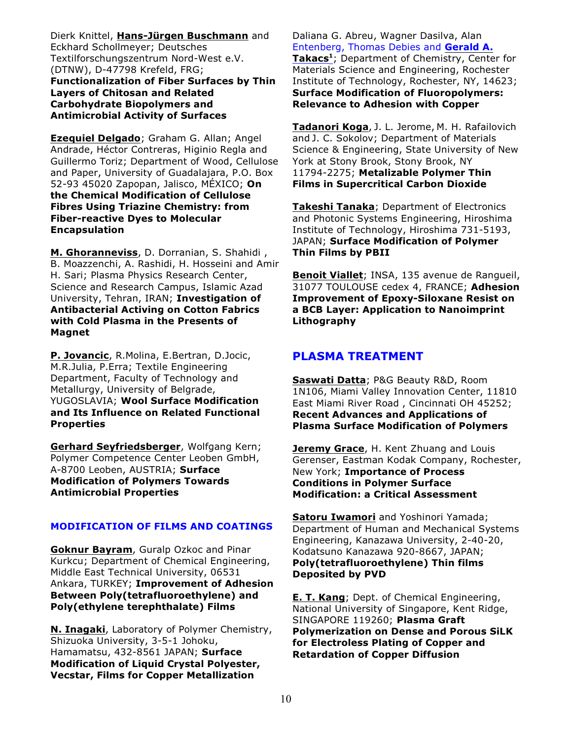Dierk Knittel, **Hans-Jürgen Buschmann** and Eckhard Schollmeyer; Deutsches Textilforschungszentrum Nord-West e.V. (DTNW), D-47798 Krefeld, FRG; **Functionalization of Fiber Surfaces by Thin Layers of Chitosan and Related Carbohydrate Biopolymers and Antimicrobial Activity of Surfaces**

**Ezequiel Delgado**; Graham G. Allan; Angel Andrade, Héctor Contreras, Higinio Regla and Guillermo Toriz; Department of Wood, Cellulose and Paper, University of Guadalajara, P.O. Box 52-93 45020 Zapopan, Jalisco, MÉXICO; **On the Chemical Modification of Cellulose Fibres Using Triazine Chemistry: from Fiber-reactive Dyes to Molecular Encapsulation**

**M. Ghoranneviss**, D. Dorranian, S. Shahidi , B. Moazzenchi, A. Rashidi, H. Hosseini and Amir H. Sari; Plasma Physics Research Center, Science and Research Campus, Islamic Azad University, Tehran, IRAN; **Investigation of Antibacterial Activing on Cotton Fabrics with Cold Plasma in the Presents of Magnet**

**P. Jovancic**, R.Molina, E.Bertran, D.Jocic, M.R.Julia, P.Erra; Textile Engineering Department, Faculty of Technology and Metallurgy, University of Belgrade, YUGOSLAVIA; **Wool Surface Modification and Its Influence on Related Functional Properties**

**Gerhard Seyfriedsberger**, Wolfgang Kern; Polymer Competence Center Leoben GmbH, A-8700 Leoben, AUSTRIA; **Surface Modification of Polymers Towards Antimicrobial Properties**

### MODIFICATION OF FILMS AND COATINGS

**Goknur Bayram**, Guralp Ozkoc and Pinar Kurkcu; Department of Chemical Engineering, Middle East Technical University, 06531 Ankara, TURKEY; **Improvement of Adhesion Between Poly(tetrafluoroethylene) and Poly(ethylene terephthalate) Films**

**N. Inagaki**, Laboratory of Polymer Chemistry, Shizuoka University, 3-5-1 Johoku, Hamamatsu, 432-8561 JAPAN; **Surface Modification of Liquid Crystal Polyester, Vecstar, Films for Copper Metallization**

Daliana G. Abreu, Wagner Dasilva, Alan Entenberg, Thomas Debies and **Gerald A. Takacs**[1]; Department of Chemistry, Center for Materials Science and Engineering, Rochester Institute of Technology, Rochester, NY, 14623; **Surface Modification of Fluoropolymers: Relevance to Adhesion with Copper**

**Tadanori Koga**, J. L. Jerome, M. H. Rafailovich and J. C. Sokolov; Department of Materials Science & Engineering, State University of New York at Stony Brook, Stony Brook, NY 11794-2275; **Metalizable Polymer Thin Films in Supercritical Carbon Dioxide**

**Takeshi Tanaka**; Department of Electronics and Photonic Systems Engineering, Hiroshima Institute of Technology, Hiroshima 731-5193, JAPAN; **Surface Modification of Polymer Thin Films by PBII**

**Benoit Viallet**; INSA, 135 avenue de Rangueil, 31077 TOULOUSE cedex 4, FRANCE; **Adhesion Improvement of Epoxy-Siloxane Resist on a BCB Layer: Application to Nanoimprint Lithography**

## PLASMA TREATMENT

**Saswati Datta**; P&G Beauty R&D, Room 1N106, Miami Valley Innovation Center, 11810 East Miami River Road , Cincinnati OH 45252; **Recent Advances and Applications of Plasma Surface Modification of Polymers**

**Jeremy Grace**, H. Kent Zhuang and Louis Gerenser, Eastman Kodak Company, Rochester, New York; **Importance of Process Conditions in Polymer Surface Modification: a Critical Assessment**

**Satoru Iwamori** and Yoshinori Yamada; Department of Human and Mechanical Systems Engineering, Kanazawa University, 2-40-20, Kodatsuno Kanazawa 920-8667, JAPAN; **Poly(tetrafluoroethylene) Thin films Deposited by PVD**

**E. T. Kang**; Dept. of Chemical Engineering, National University of Singapore, Kent Ridge, SINGAPORE 119260; **Plasma Graft Polymerization on Dense and Porous SiLK for Electroless Plating of Copper and Retardation of Copper Diffusion**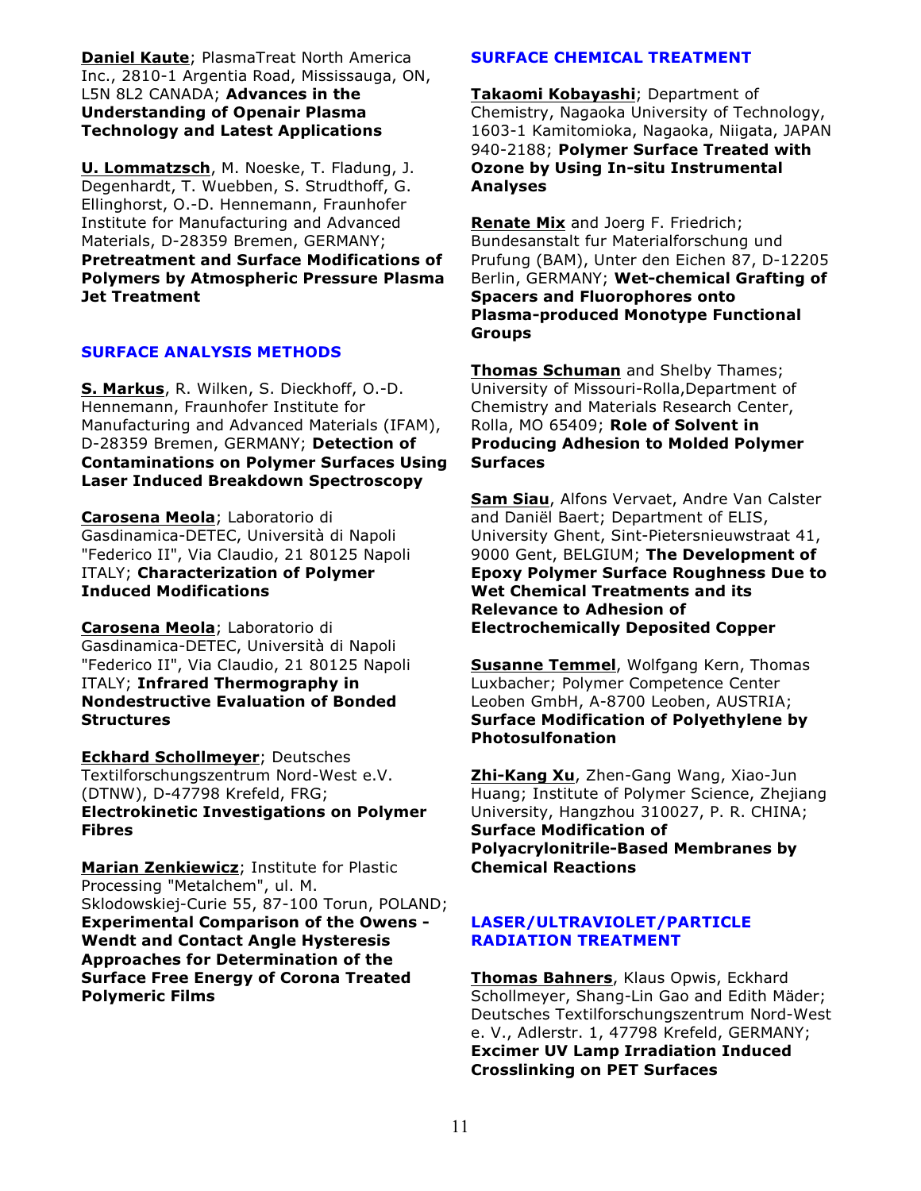**Daniel Kaute**; PlasmaTreat North America Inc., 2810-1 Argentia Road, Mississauga, ON, L5N 8L2 CANADA; **Advances in the Understanding of Openair Plasma Technology and Latest Applications**

**U. Lommatzsch**, M. Noeske, T. Fladung, J. Degenhardt, T. Wuebben, S. Strudthoff, G. Ellinghorst, O.-D. Hennemann, Fraunhofer Institute for Manufacturing and Advanced Materials, D-28359 Bremen, GERMANY; **Pretreatment and Surface Modifications of Polymers by Atmospheric Pressure Plasma Jet Treatment**

## SURFACE ANALYSIS METHODS

**S. Markus**, R. Wilken, S. Dieckhoff, O.-D. Hennemann, Fraunhofer Institute for Manufacturing and Advanced Materials (IFAM), D-28359 Bremen, GERMANY; **Detection of Contaminations on Polymer Surfaces Using Laser Induced Breakdown Spectroscopy**

**Carosena Meola**; Laboratorio di Gasdinamica-DETEC, Università di Napoli "Federico II", Via Claudio, 21 80125 Napoli ITALY; **Characterization of Polymer Induced Modifications**

**Carosena Meola**; Laboratorio di Gasdinamica-DETEC, Università di Napoli "Federico II", Via Claudio, 21 80125 Napoli ITALY; **Infrared Thermography in Nondestructive Evaluation of Bonded Structures**

**Eckhard Schollmeyer**; Deutsches Textilforschungszentrum Nord-West e.V. (DTNW), D-47798 Krefeld, FRG; **Electrokinetic Investigations on Polymer Fibres**

**Marian Zenkiewicz**; Institute for Plastic Processing "Metalchem", ul. M. Sklodowskiej-Curie 55, 87-100 Torun, POLAND; **Experimental Comparison of the Owens - Wendt and Contact Angle Hysteresis Approaches for Determination of the Surface Free Energy of Corona Treated Polymeric Films**

## SURFACE CHEMICAL TREATMENT

**Takaomi Kobayashi**; Department of Chemistry, Nagaoka University of Technology, 1603-1 Kamitomioka, Nagaoka, Niigata, JAPAN 940-2188; **Polymer Surface Treated with Ozone by Using In-situ Instrumental Analyses**

**Renate Mix** and Joerg F. Friedrich; Bundesanstalt fur Materialforschung und Prufung (BAM), Unter den Eichen 87, D-12205 Berlin, GERMANY; **Wet-chemical Grafting of Spacers and Fluorophores onto Plasma-produced Monotype Functional Groups**

**Thomas Schuman** and Shelby Thames; University of Missouri-Rolla,Department of Chemistry and Materials Research Center, Rolla, MO 65409; **Role of Solvent in Producing Adhesion to Molded Polymer Surfaces**

**Sam Siau**, Alfons Vervaet, Andre Van Calster and Daniël Baert; Department of ELIS, University Ghent, Sint-Pietersnieuwstraat 41, 9000 Gent, BELGIUM; **The Development of Epoxy Polymer Surface Roughness Due to Wet Chemical Treatments and its Relevance to Adhesion of Electrochemically Deposited Copper**

**Susanne Temmel**, Wolfgang Kern, Thomas Luxbacher; Polymer Competence Center Leoben GmbH, A-8700 Leoben, AUSTRIA; **Surface Modification of Polyethylene by Photosulfonation**

**Zhi-Kang Xu**, Zhen-Gang Wang, Xiao-Jun Huang; Institute of Polymer Science, Zhejiang University, Hangzhou 310027, P. R. CHINA; **Surface Modification of Polyacrylonitrile-Based Membranes by Chemical Reactions**

## LASER/ULTRAVIOLET/PARTICLE RADIATION TREATMENT

**Thomas Bahners**, Klaus Opwis, Eckhard Schollmeyer, Shang-Lin Gao and Edith Mäder; Deutsches Textilforschungszentrum Nord-West e. V., Adlerstr. 1, 47798 Krefeld, GERMANY; **Excimer UV Lamp Irradiation Induced Crosslinking on PET Surfaces**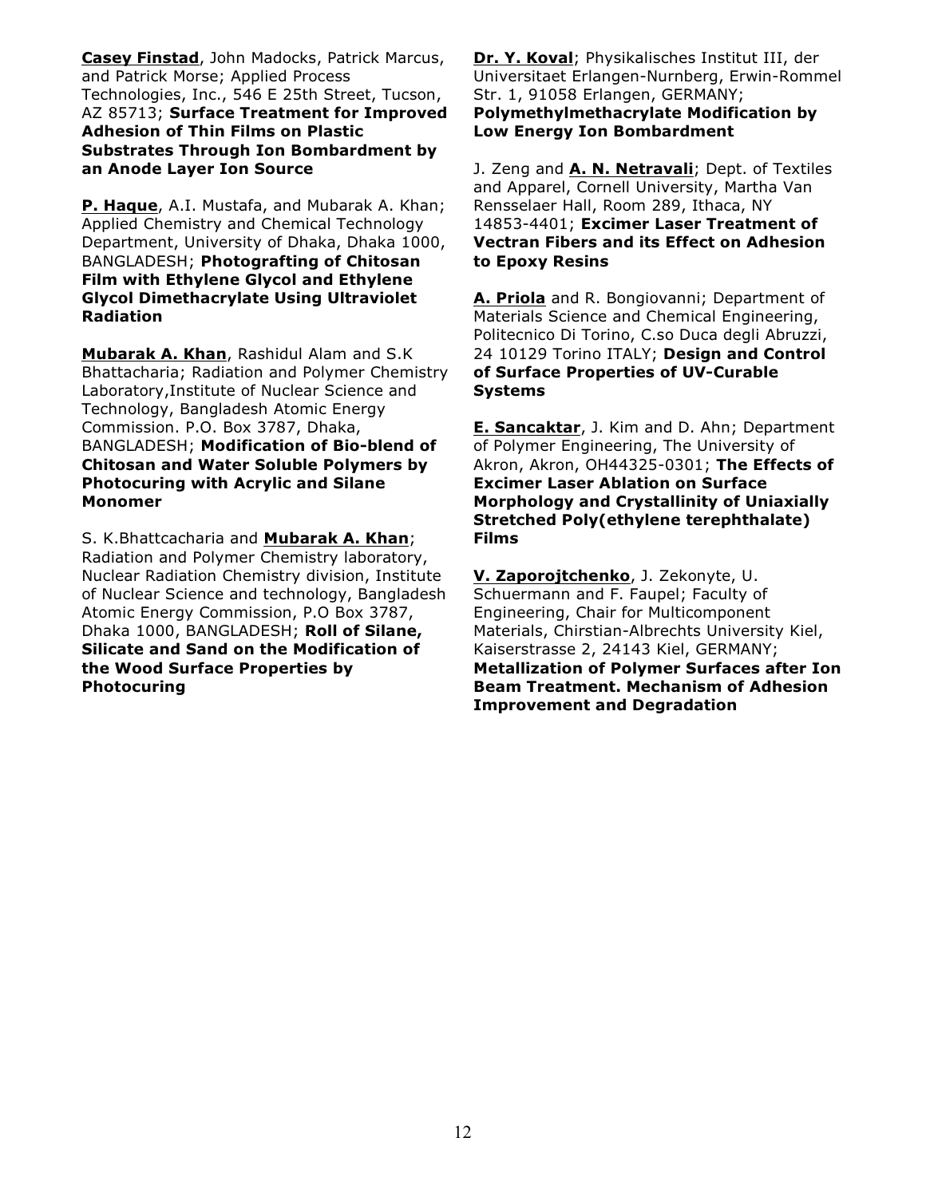**Casey Finstad**, John Madocks, Patrick Marcus, and Patrick Morse; Applied Process Technologies, Inc., 546 E 25th Street, Tucson, AZ 85713; **Surface Treatment for Improved Adhesion of Thin Films on Plastic Substrates Through Ion Bombardment by an Anode Layer Ion Source**

**P. Haque**, A.I. Mustafa, and Mubarak A. Khan; Applied Chemistry and Chemical Technology Department, University of Dhaka, Dhaka 1000, BANGLADESH; **Photografting of Chitosan Film with Ethylene Glycol and Ethylene Glycol Dimethacrylate Using Ultraviolet Radiation**

**Mubarak A. Khan**, Rashidul Alam and S.K Bhattacharia; Radiation and Polymer Chemistry Laboratory,Institute of Nuclear Science and Technology, Bangladesh Atomic Energy Commission. P.O. Box 3787, Dhaka, BANGLADESH; **Modification of Bio-blend of Chitosan and Water Soluble Polymers by Photocuring with Acrylic and Silane Monomer**

S. K.Bhattcacharia and **Mubarak A. Khan**; Radiation and Polymer Chemistry laboratory, Nuclear Radiation Chemistry division, Institute of Nuclear Science and technology, Bangladesh Atomic Energy Commission, P.O Box 3787, Dhaka 1000, BANGLADESH; **Roll of Silane, Silicate and Sand on the Modification of the Wood Surface Properties by Photocuring**

**Dr. Y. Koval**; Physikalisches Institut III, der Universitaet Erlangen-Nurnberg, Erwin-Rommel Str. 1, 91058 Erlangen, GERMANY; **Polymethylmethacrylate Modification by Low Energy Ion Bombardment**

J. Zeng and **A. N. Netravali**; Dept. of Textiles and Apparel, Cornell University, Martha Van Rensselaer Hall, Room 289, Ithaca, NY 14853-4401; **Excimer Laser Treatment of Vectran Fibers and its Effect on Adhesion to Epoxy Resins**

**A. Priola** and R. Bongiovanni; Department of Materials Science and Chemical Engineering, Politecnico Di Torino, C.so Duca degli Abruzzi, 24 10129 Torino ITALY; **Design and Control of Surface Properties of UV-Curable Systems**

**E. Sancaktar**, J. Kim and D. Ahn; Department of Polymer Engineering, The University of Akron, Akron, OH44325-0301; **The Effects of Excimer Laser Ablation on Surface Morphology and Crystallinity of Uniaxially Stretched Poly(ethylene terephthalate) Films**

**V. Zaporojtchenko**, J. Zekonyte, U. Schuermann and F. Faupel; Faculty of Engineering, Chair for Multicomponent Materials, Chirstian-Albrechts University Kiel, Kaiserstrasse 2, 24143 Kiel, GERMANY; **Metallization of Polymer Surfaces after Ion Beam Treatment. Mechanism of Adhesion Improvement and Degradation**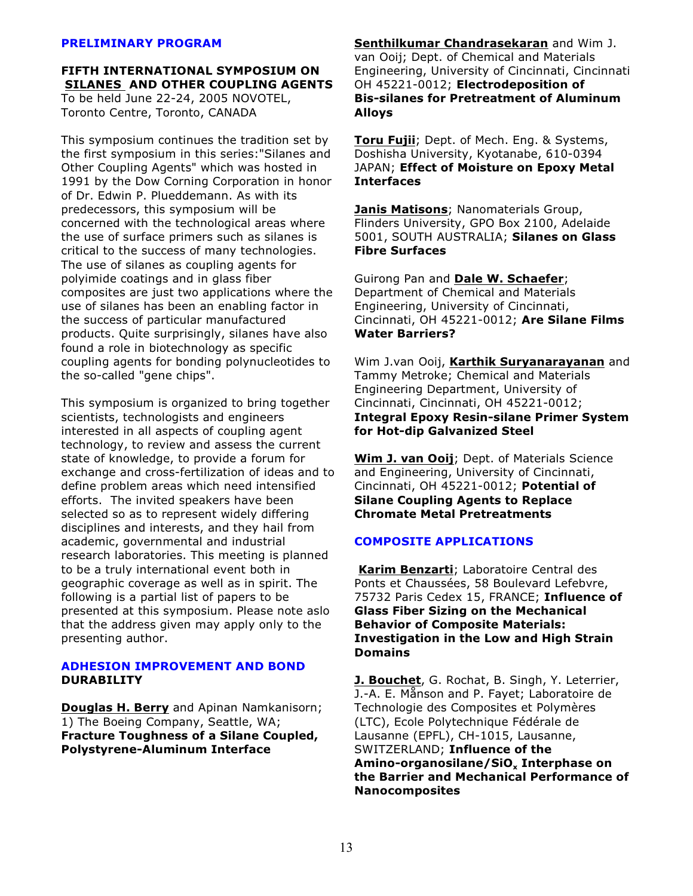**PRELIMINARY PROGRAM**

**FIFTH INTERNATIONAL SYMPOSIUM ON SILANES AND OTHER COUPLING AGENTS**
To be held June 22-24, 2005 NOVOTEL, Toronto Centre, Toronto, CANADA

This symposium continues the tradition set by the first symposium in this series:"Silanes and Other Coupling Agents" which was hosted in 1991 by the Dow Corning Corporation in honor of Dr. Edwin P. Plueddemann. As with its predecessors, this symposium will be concerned with the technological areas where the use of surface primers such as silanes is critical to the success of many technologies. The use of silanes as coupling agents for polyimide coatings and in glass fiber composites are just two applications where the use of silanes has been an enabling factor in the success of particular manufactured products. Quite surprisingly, silanes have also found a role in biotechnology as specific coupling agents for bonding polynucleotides to the so-called "gene chips".

This symposium is organized to bring together scientists, technologists and engineers interested in all aspects of coupling agent technology, to review and assess the current state of knowledge, to provide a forum for exchange and cross-fertilization of ideas and to define problem areas which need intensified efforts. The invited speakers have been selected so as to represent widely differing disciplines and interests, and they hail from academic, governmental and industrial research laboratories. This meeting is planned to be a truly international event both in geographic coverage as well as in spirit. The following is a partial list of papers to be presented at this symposium. Please note aslo that the address given may apply only to the presenting author.

**ADHESION IMPROVEMENT AND BOND DURABILITY**

**Douglas H. Berry** and Apinan Namkanisorn; 1) The Boeing Company, Seattle, WA; **Fracture Toughness of a Silane Coupled, Polystyrene-Aluminum Interface**

**Senthilkumar Chandrasekaran** and Wim J. van Ooij; Dept. of Chemical and Materials Engineering, University of Cincinnati, Cincinnati OH 45221-0012; **Electrodeposition of Bis-silanes for Pretreatment of Aluminum Alloys**

**Toru Fujii**; Dept. of Mech. Eng. & Systems, Doshisha University, Kyotanabe, 610-0394 JAPAN; **Effect of Moisture on Epoxy Metal Interfaces**

**Janis Matisons**; Nanomaterials Group, Flinders University, GPO Box 2100, Adelaide 5001, SOUTH AUSTRALIA; **Silanes on Glass Fibre Surfaces**

Guirong Pan and **Dale W. Schaefer**; Department of Chemical and Materials Engineering, University of Cincinnati, Cincinnati, OH 45221-0012; **Are Silane Films Water Barriers?**

Wim J.van Ooij, **Karthik Suryanarayanan** and Tammy Metroke; Chemical and Materials Engineering Department, University of Cincinnati, Cincinnati, OH 45221-0012; **Integral Epoxy Resin-silane Primer System for Hot-dip Galvanized Steel**

**Wim J. van Ooij**; Dept. of Materials Science and Engineering, University of Cincinnati, Cincinnati, OH 45221-0012; **Potential of Silane Coupling Agents to Replace Chromate Metal Pretreatments**

**COMPOSITE APPLICATIONS**

**Karim Benzarti**; Laboratoire Central des Ponts et Chaussées, 58 Boulevard Lefebvre, 75732 Paris Cedex 15, FRANCE; **Influence of Glass Fiber Sizing on the Mechanical Behavior of Composite Materials: Investigation in the Low and High Strain Domains**

**J. Bouchet**, G. Rochat, B. Singh, Y. Leterrier, J.-A. E. Månson and P. Fayet; Laboratoire de Technologie des Composites et Polymères (LTC), Ecole Polytechnique Fédérale de Lausanne (EPFL), CH-1015, Lausanne, SWITZERLAND; **Influence of the Amino-organosilane/$SiO_x$ Interphase on the Barrier and Mechanical Performance of Nanocomposites**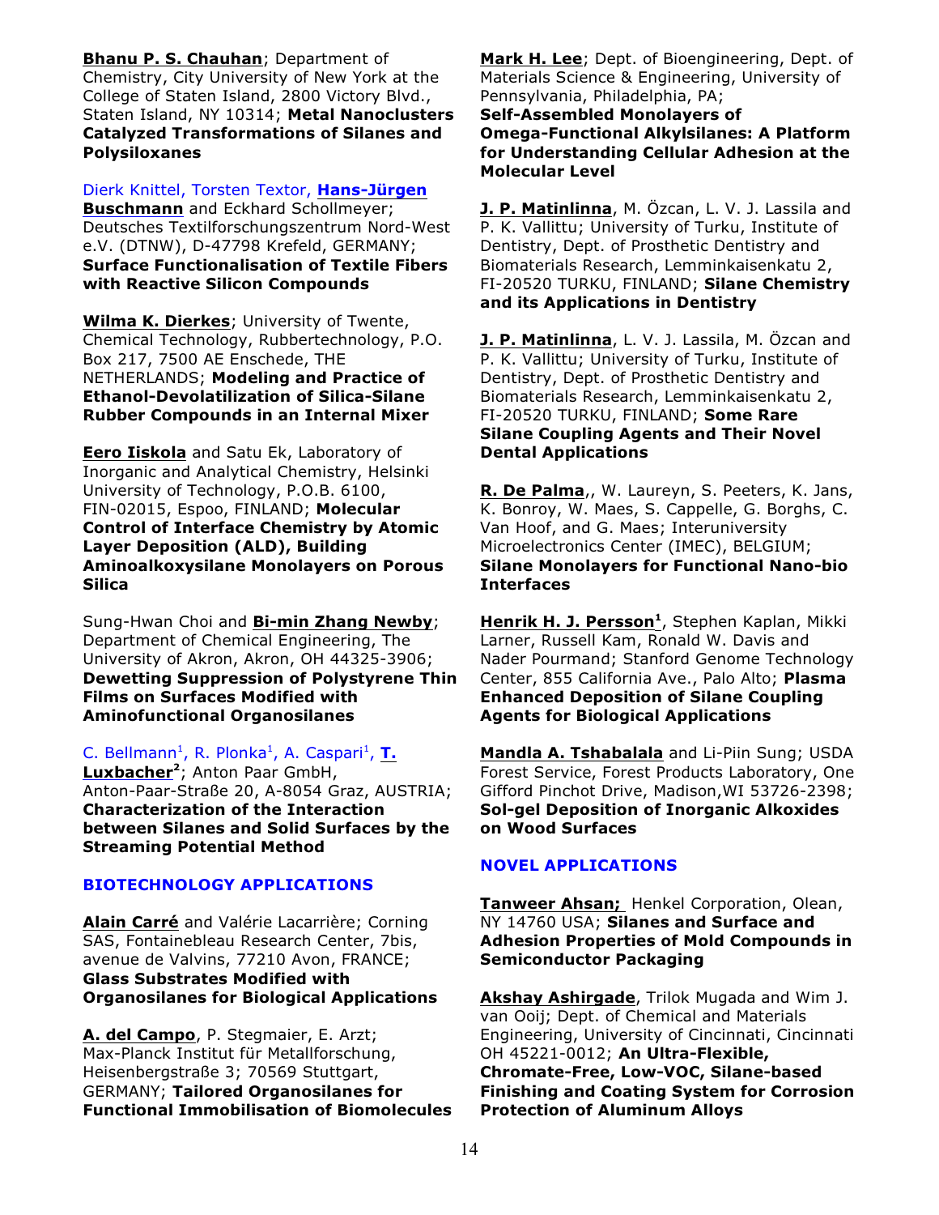**Bhanu P. S. Chauhan**; Department of Chemistry, City University of New York at the College of Staten Island, 2800 Victory Blvd., Staten Island, NY 10314; **Metal Nanoclusters Catalyzed Transformations of Silanes and Polysiloxanes**

Dierk Knittel, Torsten Textor, **Hans-Jürgen Buschmann** and Eckhard Schollmeyer; Deutsches Textilforschungszentrum Nord-West e.V. (DTNW), D-47798 Krefeld, GERMANY; **Surface Functionalisation of Textile Fibers with Reactive Silicon Compounds**

**Wilma K. Dierkes**; University of Twente, Chemical Technology, Rubbertechnology, P.O. Box 217, 7500 AE Enschede, THE NETHERLANDS; **Modeling and Practice of Ethanol-Devolatilization of Silica-Silane Rubber Compounds in an Internal Mixer**

**Eero Iiskola** and Satu Ek, Laboratory of Inorganic and Analytical Chemistry, Helsinki University of Technology, P.O.B. 6100, FIN-02015, Espoo, FINLAND; **Molecular Control of Interface Chemistry by Atomic Layer Deposition (ALD), Building Aminoalkoxysilane Monolayers on Porous Silica**

Sung-Hwan Choi and **Bi-min Zhang Newby**; Department of Chemical Engineering, The University of Akron, Akron, OH 44325-3906; **Dewetting Suppression of Polystyrene Thin Films on Surfaces Modified with Aminofunctional Organosilanes**

C. Bellmann[1], R. Plonka[1], A. Caspari[1], **T. Luxbacher**[2]; Anton Paar GmbH, Anton-Paar-Straße 20, A-8054 Graz, AUSTRIA; **Characterization of the Interaction between Silanes and Solid Surfaces by the Streaming Potential Method**

## BIOTECHNOLOGY APPLICATIONS

**Alain Carré** and Valérie Lacarrière; Corning SAS, Fontainebleau Research Center, 7bis, avenue de Valvins, 77210 Avon, FRANCE; **Glass Substrates Modified with Organosilanes for Biological Applications**

**A. del Campo**, P. Stegmaier, E. Arzt; Max-Planck Institut für Metallforschung, Heisenbergstraße 3; 70569 Stuttgart, GERMANY; **Tailored Organosilanes for Functional Immobilisation of Biomolecules**

**Mark H. Lee**; Dept. of Bioengineering, Dept. of Materials Science & Engineering, University of Pennsylvania, Philadelphia, PA; **Self-Assembled Monolayers of Omega-Functional Alkylsilanes: A Platform for Understanding Cellular Adhesion at the Molecular Level**

**J. P. Matinlinna**, M. Özcan, L. V. J. Lassila and P. K. Vallittu; University of Turku, Institute of Dentistry, Dept. of Prosthetic Dentistry and Biomaterials Research, Lemminkaisenkatu 2, FI-20520 TURKU, FINLAND; **Silane Chemistry and its Applications in Dentistry**

**J. P. Matinlinna**, L. V. J. Lassila, M. Özcan and P. K. Vallittu; University of Turku, Institute of Dentistry, Dept. of Prosthetic Dentistry and Biomaterials Research, Lemminkaisenkatu 2, FI-20520 TURKU, FINLAND; **Some Rare Silane Coupling Agents and Their Novel Dental Applications**

**R. De Palma**,, W. Laureyn, S. Peeters, K. Jans, K. Bonroy, W. Maes, S. Cappelle, G. Borghs, C. Van Hoof, and G. Maes; Interuniversity Microelectronics Center (IMEC), BELGIUM; **Silane Monolayers for Functional Nano-bio Interfaces**

**Henrik H. J. Persson**[1], Stephen Kaplan, Mikki Larner, Russell Kam, Ronald W. Davis and Nader Pourmand; Stanford Genome Technology Center, 855 California Ave., Palo Alto; **Plasma Enhanced Deposition of Silane Coupling Agents for Biological Applications**

**Mandla A. Tshabalala** and Li-Piin Sung; USDA Forest Service, Forest Products Laboratory, One Gifford Pinchot Drive, Madison,WI 53726-2398; **Sol-gel Deposition of Inorganic Alkoxides on Wood Surfaces**

## NOVEL APPLICATIONS

**Tanweer Ahsan;** Henkel Corporation, Olean, NY 14760 USA; **Silanes and Surface and Adhesion Properties of Mold Compounds in Semiconductor Packaging**

**Akshay Ashirgade**, Trilok Mugada and Wim J. van Ooij; Dept. of Chemical and Materials Engineering, University of Cincinnati, Cincinnati OH 45221-0012; **An Ultra-Flexible, Chromate-Free, Low-VOC, Silane-based Finishing and Coating System for Corrosion Protection of Aluminum Alloys**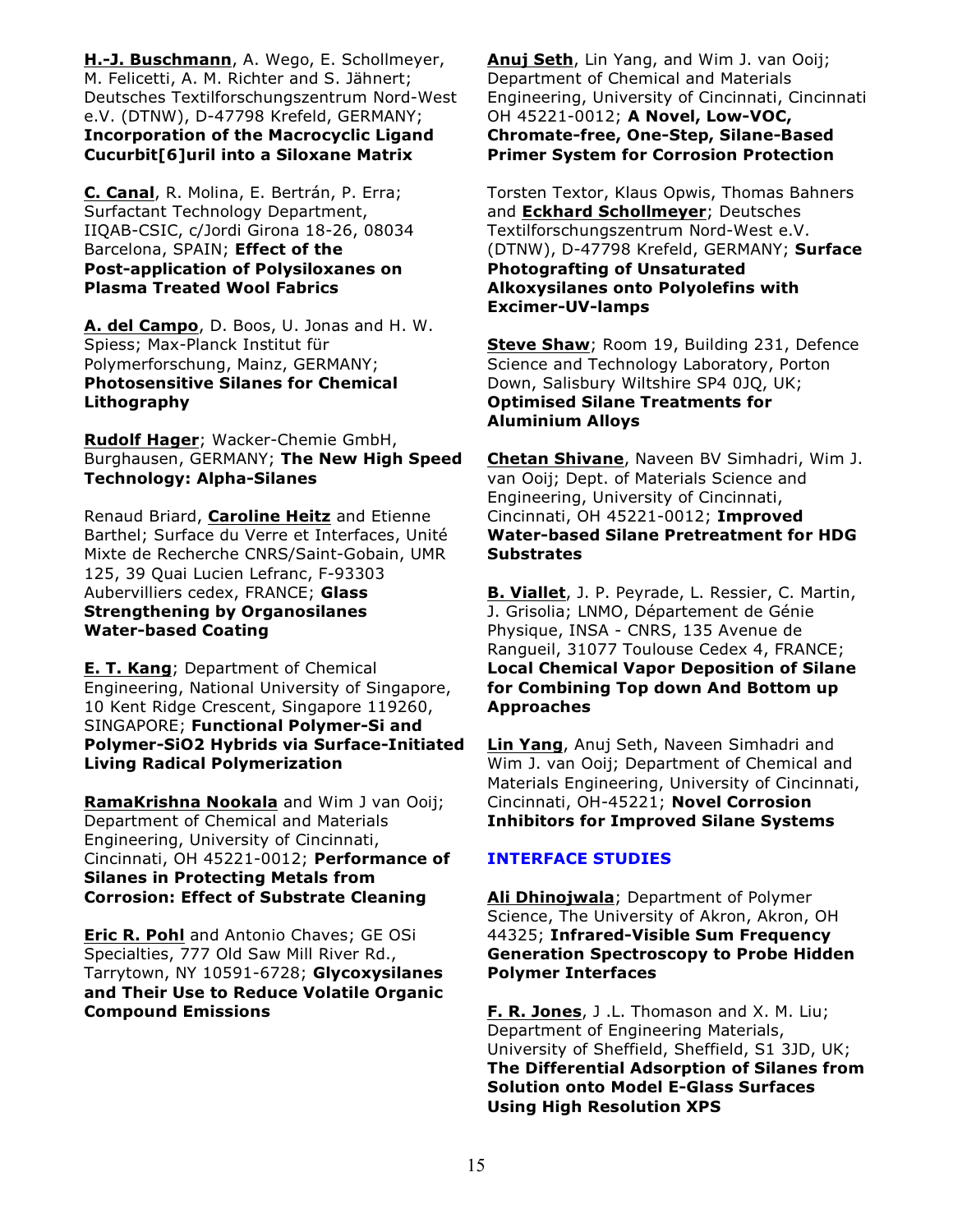**H.-J. Buschmann**, A. Wego, E. Schollmeyer, M. Felicetti, A. M. Richter and S. Jähnert; Deutsches Textilforschungszentrum Nord-West e.V. (DTNW), D-47798 Krefeld, GERMANY; **Incorporation of the Macrocyclic Ligand Cucurbit[6]uril into a Siloxane Matrix**

**C. Canal**, R. Molina, E. Bertrán, P. Erra; Surfactant Technology Department, IIQAB-CSIC, c/Jordi Girona 18-26, 08034 Barcelona, SPAIN; **Effect of the Post-application of Polysiloxanes on Plasma Treated Wool Fabrics**

**A. del Campo**, D. Boos, U. Jonas and H. W. Spiess; Max-Planck Institut für Polymerforschung, Mainz, GERMANY; **Photosensitive Silanes for Chemical Lithography**

**Rudolf Hager**; Wacker-Chemie GmbH, Burghausen, GERMANY; **The New High Speed Technology: Alpha-Silanes**

Renaud Briard, **Caroline Heitz** and Etienne Barthel; Surface du Verre et Interfaces, Unité Mixte de Recherche CNRS/Saint-Gobain, UMR 125, 39 Quai Lucien Lefranc, F-93303 Aubervilliers cedex, FRANCE; **Glass Strengthening by Organosilanes Water-based Coating**

**E. T. Kang**; Department of Chemical Engineering, National University of Singapore, 10 Kent Ridge Crescent, Singapore 119260, SINGAPORE; **Functional Polymer-Si and Polymer-SiO2 Hybrids via Surface-Initiated Living Radical Polymerization**

**RamaKrishna Nookala** and Wim J van Ooij; Department of Chemical and Materials Engineering, University of Cincinnati, Cincinnati, OH 45221-0012; **Performance of Silanes in Protecting Metals from Corrosion: Effect of Substrate Cleaning**

**Eric R. Pohl** and Antonio Chaves; GE OSi Specialties, 777 Old Saw Mill River Rd., Tarrytown, NY 10591-6728; **Glycoxysilanes and Their Use to Reduce Volatile Organic Compound Emissions**

**Anuj Seth**, Lin Yang, and Wim J. van Ooij; Department of Chemical and Materials Engineering, University of Cincinnati, Cincinnati OH 45221-0012; **A Novel, Low-VOC, Chromate-free, One-Step, Silane-Based Primer System for Corrosion Protection**

Torsten Textor, Klaus Opwis, Thomas Bahners and **Eckhard Schollmeyer**; Deutsches Textilforschungszentrum Nord-West e.V. (DTNW), D-47798 Krefeld, GERMANY; **Surface Photografting of Unsaturated Alkoxysilanes onto Polyolefins with Excimer-UV-lamps**

**Steve Shaw**; Room 19, Building 231, Defence Science and Technology Laboratory, Porton Down, Salisbury Wiltshire SP4 0JQ, UK; **Optimised Silane Treatments for Aluminium Alloys**

**Chetan Shivane**, Naveen BV Simhadri, Wim J. van Ooij; Dept. of Materials Science and Engineering, University of Cincinnati, Cincinnati, OH 45221-0012; **Improved Water-based Silane Pretreatment for HDG Substrates**

**B. Viallet**, J. P. Peyrade, L. Ressier, C. Martin, J. Grisolia; LNMO, Département de Génie Physique, INSA - CNRS, 135 Avenue de Rangueil, 31077 Toulouse Cedex 4, FRANCE; **Local Chemical Vapor Deposition of Silane for Combining Top down And Bottom up Approaches**

**Lin Yang**, Anuj Seth, Naveen Simhadri and Wim J. van Ooij; Department of Chemical and Materials Engineering, University of Cincinnati, Cincinnati, OH-45221; **Novel Corrosion Inhibitors for Improved Silane Systems**

## INTERFACE STUDIES

**Ali Dhinojwala**; Department of Polymer Science, The University of Akron, Akron, OH 44325; **Infrared-Visible Sum Frequency Generation Spectroscopy to Probe Hidden Polymer Interfaces**

**F. R. Jones**, J .L. Thomason and X. M. Liu; Department of Engineering Materials, University of Sheffield, Sheffield, S1 3JD, UK; **The Differential Adsorption of Silanes from Solution onto Model E-Glass Surfaces Using High Resolution XPS**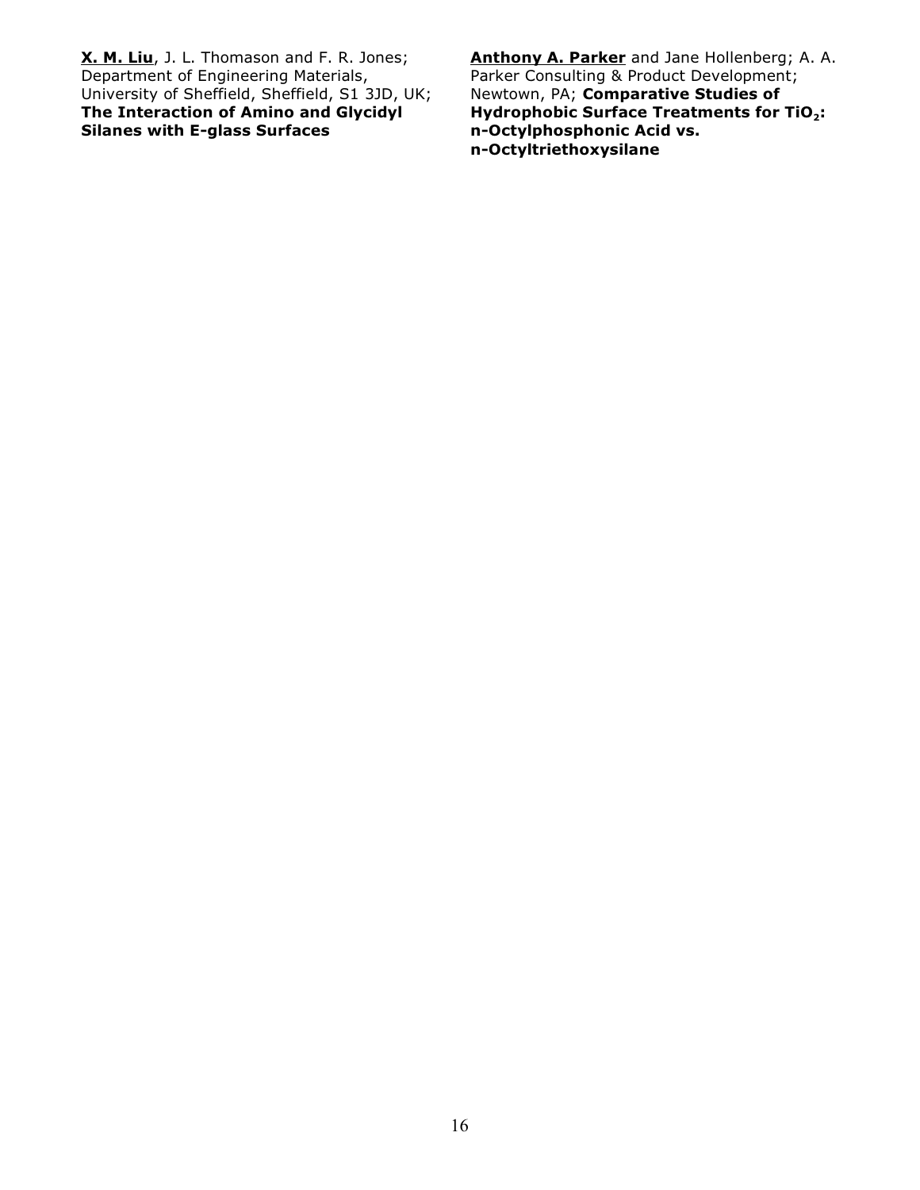**X. M. Liu**, J. L. Thomason and F. R. Jones; Department of Engineering Materials, University of Sheffield, Sheffield, S1 3JD, UK; **The Interaction of Amino and Glycidyl Silanes with E-glass Surfaces**

**Anthony A. Parker** and Jane Hollenberg; A. A. Parker Consulting & Product Development; Newtown, PA; **Comparative Studies of Hydrophobic Surface Treatments for $TiO_2$: n-Octylphosphonic Acid vs. n-Octyltriethoxysilane**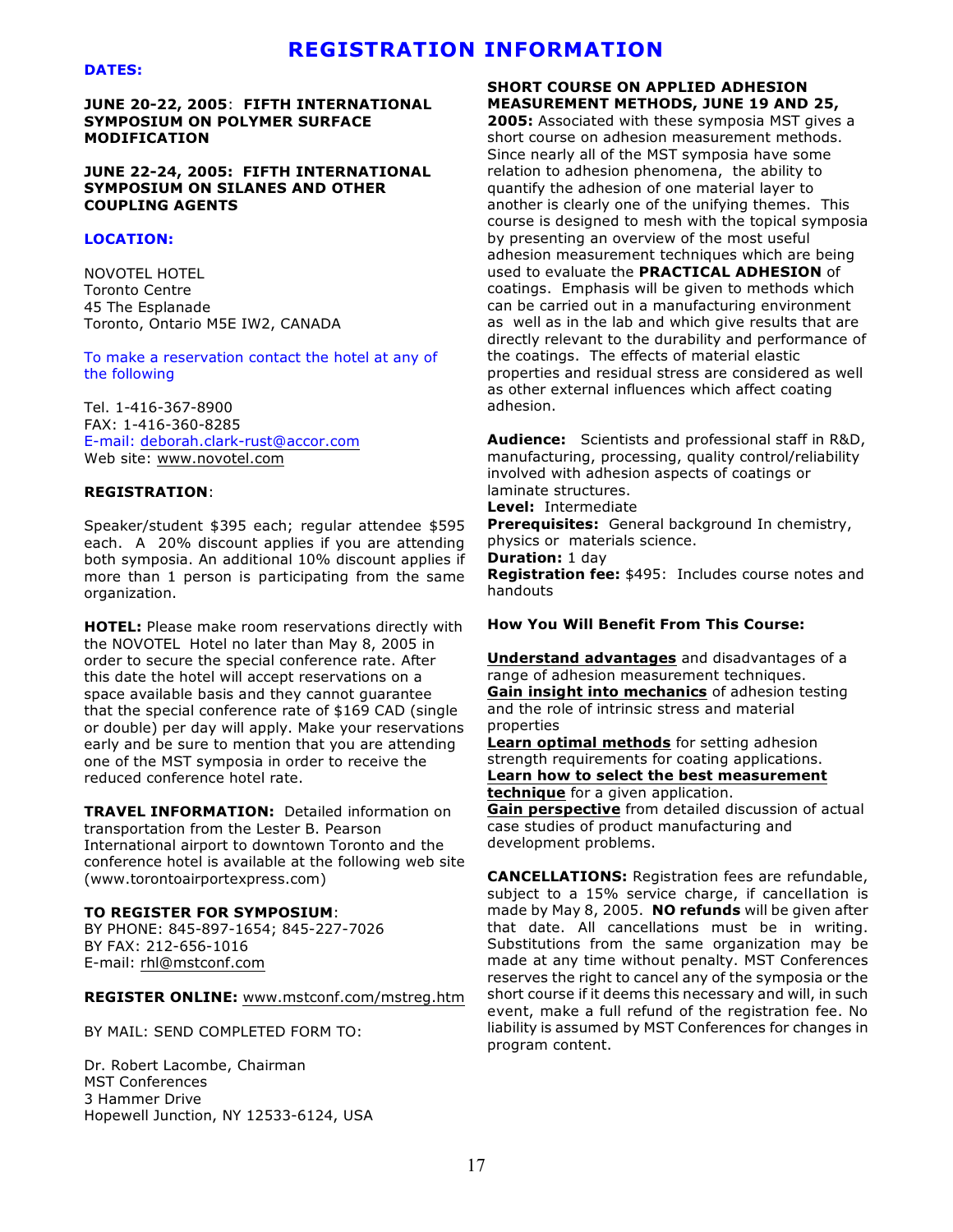# REGISTRATION INFORMATION

**DATES:**

**JUNE 20-22, 2005: FIFTH INTERNATIONAL SYMPOSIUM ON POLYMER SURFACE MODIFICATION**

**JUNE 22-24, 2005: FIFTH INTERNATIONAL SYMPOSIUM ON SILANES AND OTHER COUPLING AGENTS**

**LOCATION:**

NOVOTEL HOTEL
Toronto Centre
45 The Esplanade
Toronto, Ontario M5E IW2, CANADA

To make a reservation contact the hotel at any of the following

Tel. 1-416-367-8900
FAX: 1-416-360-8285
E-mail: deborah.clark-rust@accor.com
Web site: www.novotel.com

**REGISTRATION**:

Speaker/student $395 each; regular attendee $595 each. A 20% discount applies if you are attending both symposia. An additional 10% discount applies if more than 1 person is participating from the same organization.

**HOTEL:** Please make room reservations directly with the NOVOTEL Hotel no later than May 8, 2005 in order to secure the special conference rate. After this date the hotel will accept reservations on a space available basis and they cannot guarantee that the special conference rate of $169 CAD (single or double) per day will apply. Make your reservations early and be sure to mention that you are attending one of the MST symposia in order to receive the reduced conference hotel rate.

**TRAVEL INFORMATION:** Detailed information on transportation from the Lester B. Pearson International airport to downtown Toronto and the conference hotel is available at the following web site (www.torontoairportexpress.com)

**TO REGISTER FOR SYMPOSIUM**:
BY PHONE: 845-897-1654; 845-227-7026
BY FAX: 212-656-1016
E-mail: rhl@mstconf.com

**REGISTER ONLINE:** www.mstconf.com/mstreg.htm

BY MAIL: SEND COMPLETED FORM TO:

Dr. Robert Lacombe, Chairman
MST Conferences
3 Hammer Drive
Hopewell Junction, NY 12533-6124, USA

**SHORT COURSE ON APPLIED ADHESION MEASUREMENT METHODS, JUNE 19 AND 25, 2005:** Associated with these symposia MST gives a short course on adhesion measurement methods. Since nearly all of the MST symposia have some relation to adhesion phenomena, the ability to quantify the adhesion of one material layer to another is clearly one of the unifying themes. This course is designed to mesh with the topical symposia by presenting an overview of the most useful adhesion measurement techniques which are being used to evaluate the **PRACTICAL ADHESION** of coatings. Emphasis will be given to methods which can be carried out in a manufacturing environment as well as in the lab and which give results that are directly relevant to the durability and performance of the coatings. The effects of material elastic properties and residual stress are considered as well as other external influences which affect coating adhesion.

**Audience:** Scientists and professional staff in R&D, manufacturing, processing, quality control/reliability involved with adhesion aspects of coatings or laminate structures.
**Level:** Intermediate
**Prerequisites:** General background In chemistry, physics or materials science.
**Duration:** 1 day
**Registration fee:** $495: Includes course notes and handouts

**How You Will Benefit From This Course:**

**Understand advantages** and disadvantages of a range of adhesion measurement techniques.
**Gain insight into mechanics** of adhesion testing and the role of intrinsic stress and material properties
**Learn optimal methods** for setting adhesion strength requirements for coating applications.
**Learn how to select the best measurement technique** for a given application.
**Gain perspective** from detailed discussion of actual case studies of product manufacturing and development problems.

**CANCELLATIONS:** Registration fees are refundable, subject to a 15% service charge, if cancellation is made by May 8, 2005. **NO refunds** will be given after that date. All cancellations must be in writing. Substitutions from the same organization may be made at any time without penalty. MST Conferences reserves the right to cancel any of the symposia or the short course if it deems this necessary and will, in such event, make a full refund of the registration fee. No liability is assumed by MST Conferences for changes in program content.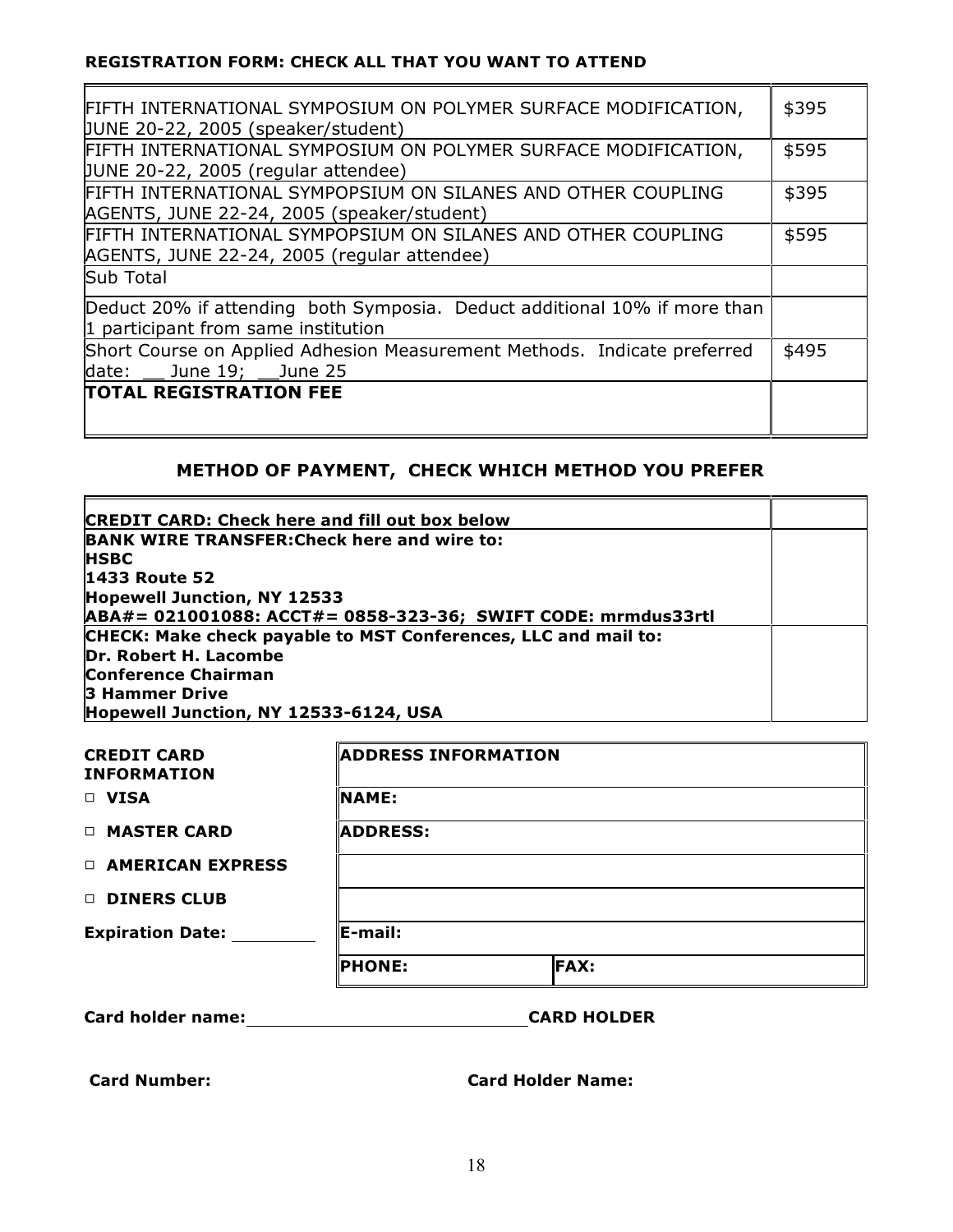**REGISTRATION FORM: CHECK ALL THAT YOU WANT TO ATTEND**

| | |
|---|---|
| FIFTH INTERNATIONAL SYMPOSIUM ON POLYMER SURFACE MODIFICATION, JUNE 20-22, 2005 (speaker/student) | $395 |
| FIFTH INTERNATIONAL SYMPOSIUM ON POLYMER SURFACE MODIFICATION, JUNE 20-22, 2005 (regular attendee) | $595 |
| FIFTH INTERNATIONAL SYMPOPSIUM ON SILANES AND OTHER COUPLING AGENTS, JUNE 22-24, 2005 (speaker/student) | $395 |
| FIFTH INTERNATIONAL SYMPOPSIUM ON SILANES AND OTHER COUPLING AGENTS, JUNE 22-24, 2005 (regular attendee) | $595 |
| Sub Total | |
| Deduct 20% if attending both Symposia. Deduct additional 10% if more than 1 participant from same institution | |
| Short Course on Applied Adhesion Measurement Methods. Indicate preferred date: __ June 19; __June 25 | $495 |
| **TOTAL REGISTRATION FEE** | |

## METHOD OF PAYMENT, CHECK WHICH METHOD YOU PREFER

| | |
|---|---|
| **CREDIT CARD: Check here and fill out box below** | |
| **BANK WIRE TRANSFER:Check here and wire to:**<br>**HSBC**<br>**1433 Route 52**<br>**Hopewell Junction, NY 12533**<br>**ABA#= 021001088: ACCT#= 0858-323-36; SWIFT CODE: mrmdus33rtl** | |
| **CHECK: Make check payable to MST Conferences, LLC and mail to:**<br>**Dr. Robert H. Lacombe**<br>**Conference Chairman**<br>**3 Hammer Drive**<br>**Hopewell Junction, NY 12533-6124, USA** | |

**CREDIT CARD INFORMATION**

- □ **VISA**
- □ **MASTER CARD**
- □ **AMERICAN EXPRESS**
- □ **DINERS CLUB**

**Expiration Date:** ________

| **ADDRESS INFORMATION** | |
|---|---|
| **NAME:** | |
| **ADDRESS:** | |
| | |
| | |
| **E-mail:** | |
| **PHONE:** | **FAX:** |

**Card holder name:** ____________________________ **CARD HOLDER**

**Card Number:** **Card Holder Name:**